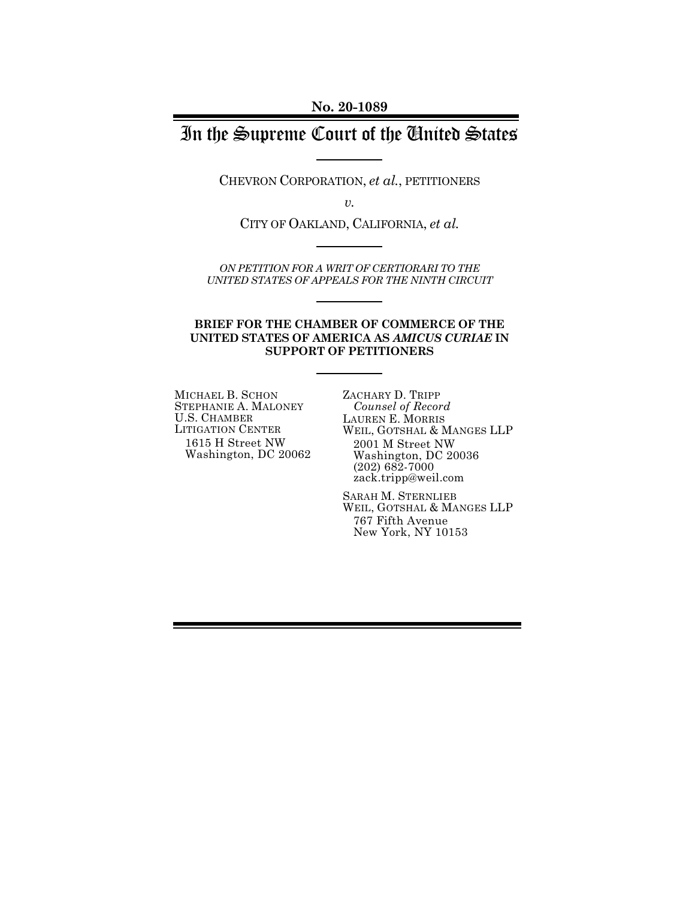No. 20-1089

# In the Supreme Court of the United States

CHEVRON CORPORATION, *et al.*, PETITIONERS

*v.*

CITY OF OAKLAND, CALIFORNIA, *et al.*

*ON PETITION FOR A WRIT OF CERTIORARI TO THE UNITED STATES OF APPEALS FOR THE NINTH CIRCUIT*

**BRIEF FOR THE CHAMBER OF COMMERCE OF THE UNITED STATES OF AMERICA AS *AMICUS CURIAE* IN SUPPORT OF PETITIONERS**

MICHAEL B. SCHON
STEPHANIE A. MALONEY
U.S. CHAMBER
LITIGATION CENTER
1615 H Street NW
Washington, DC 20062

ZACHARY D. TRIPP
*Counsel of Record*
LAUREN E. MORRIS
WEIL, GOTSHAL & MANGES LLP
2001 M Street NW
Washington, DC 20036
(202) 682-7000
zack.tripp@weil.com

SARAH M. STERNLIEB
WEIL, GOTSHAL & MANGES LLP
767 Fifth Avenue
New York, NY 10153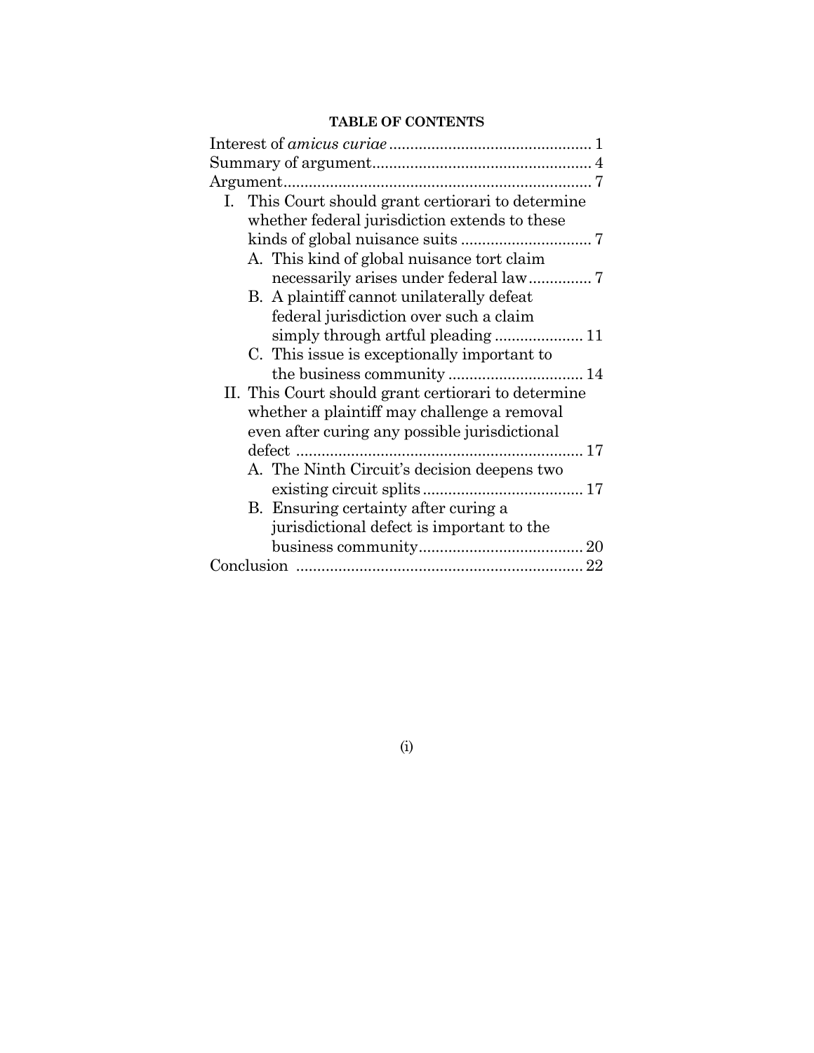**TABLE OF CONTENTS**

Interest of *amicus curiae* ................................................ 1

Summary of argument.................................................... 4

Argument......................................................................... 7

I. This Court should grant certiorari to determine whether federal jurisdiction extends to these kinds of global nuisance suits ............................... 7

   A. This kind of global nuisance tort claim necessarily arises under federal law............... 7

   B. A plaintiff cannot unilaterally defeat federal jurisdiction over such a claim simply through artful pleading ..................... 11

   C. This issue is exceptionally important to the business community ................................ 14

II. This Court should grant certiorari to determine whether a plaintiff may challenge a removal even after curing any possible jurisdictional defect .................................................................... 17

   A. The Ninth Circuit's decision deepens two existing circuit splits...................................... 17

   B. Ensuring certainty after curing a jurisdictional defect is important to the business community....................................... 20

Conclusion .................................................................... 22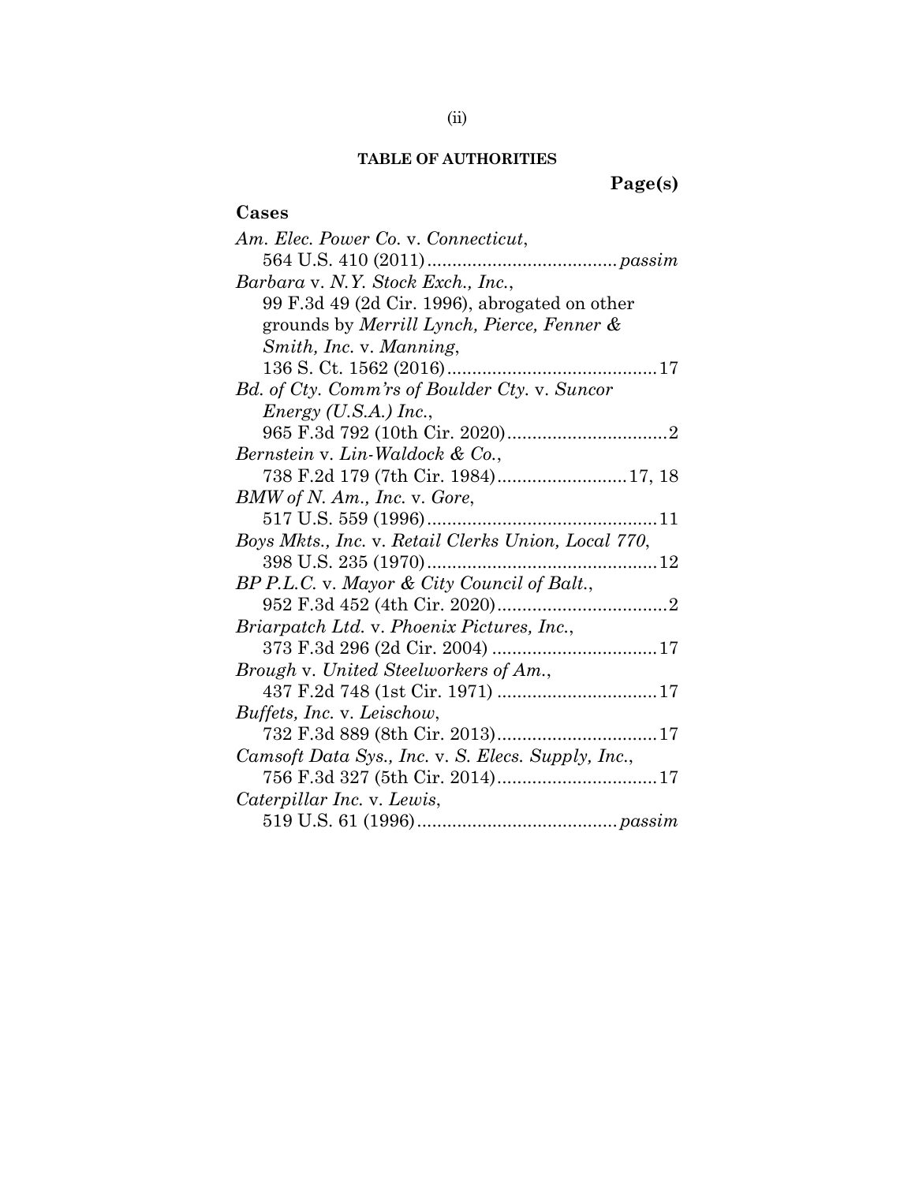## TABLE OF AUTHORITIES

**Page(s)**

### Cases

*Am. Elec. Power Co.* v. *Connecticut*,
564 U.S. 410 (2011) ..................................... *passim*

*Barbara* v. *N.Y. Stock Exch., Inc.*,
99 F.3d 49 (2d Cir. 1996), abrogated on other grounds by *Merrill Lynch, Pierce, Fenner & Smith, Inc.* v. *Manning*,
136 S. Ct. 1562 (2016) .......................................... 17

*Bd. of Cty. Comm'rs of Boulder Cty.* v. *Suncor Energy (U.S.A.) Inc.*,
965 F.3d 792 (10th Cir. 2020) ................................ 2

*Bernstein* v. *Lin-Waldock & Co.*,
738 F.2d 179 (7th Cir. 1984) .......................... 17, 18

*BMW of N. Am., Inc.* v. *Gore*,
517 U.S. 559 (1996) .............................................. 11

*Boys Mkts., Inc.* v. *Retail Clerks Union, Local 770*,
398 U.S. 235 (1970) .............................................. 12

*BP P.L.C.* v. *Mayor & City Council of Balt.*,
952 F.3d 452 (4th Cir. 2020) .................................. 2

*Briarpatch Ltd.* v. *Phoenix Pictures, Inc.*,
373 F.3d 296 (2d Cir. 2004) ................................. 17

*Brough* v. *United Steelworkers of Am.*,
437 F.2d 748 (1st Cir. 1971) ................................ 17

*Buffets, Inc.* v. *Leischow*,
732 F.3d 889 (8th Cir. 2013) ................................ 17

*Camsoft Data Sys., Inc.* v. *S. Elecs. Supply, Inc.*,
756 F.3d 327 (5th Cir. 2014) ................................ 17

*Caterpillar Inc.* v. *Lewis*,
519 U.S. 61 (1996) ....................................... *passim*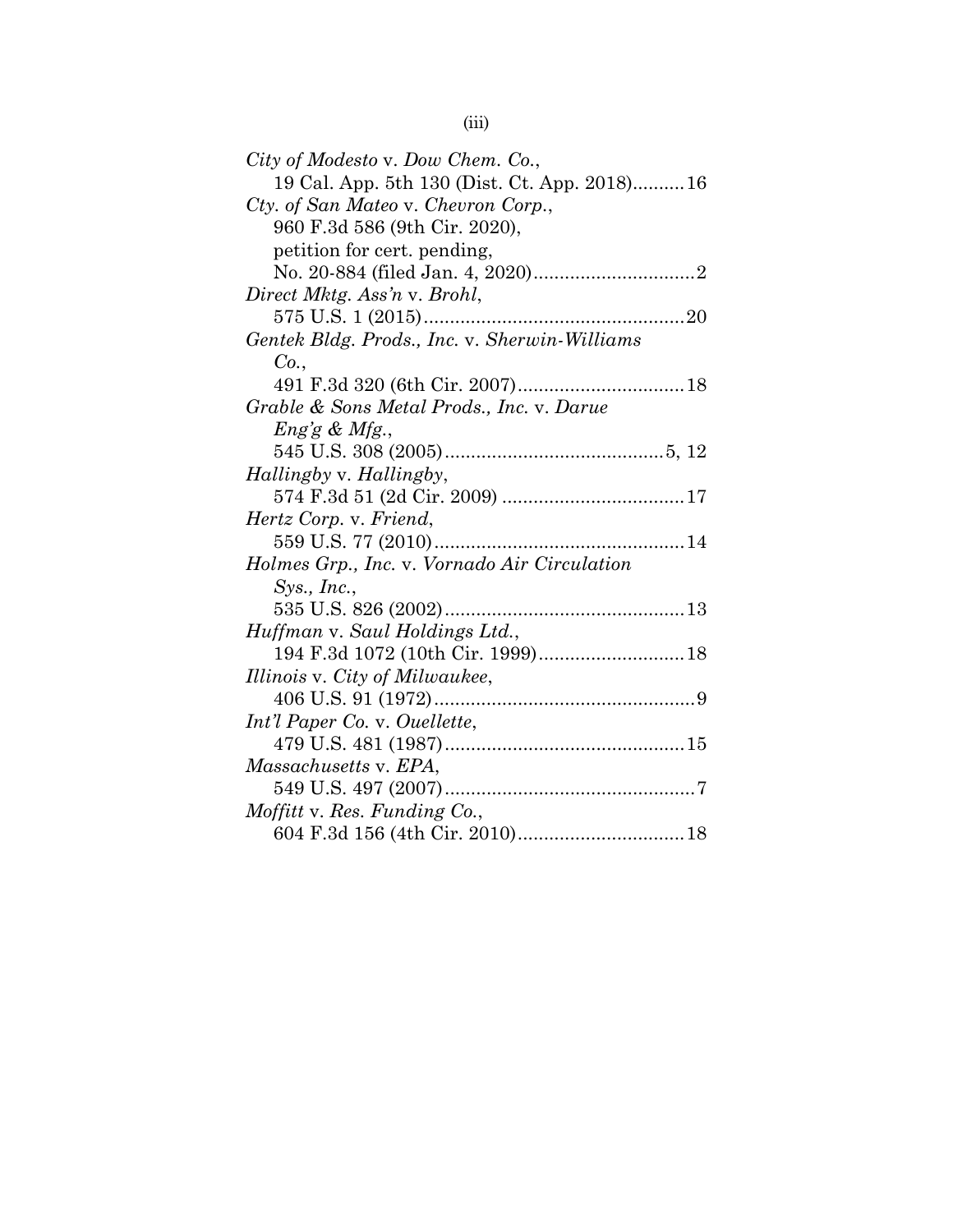*City of Modesto* v. *Dow Chem. Co.*,
19 Cal. App. 5th 130 (Dist. Ct. App. 2018)..........16

*Cty. of San Mateo* v. *Chevron Corp.*,
960 F.3d 586 (9th Cir. 2020),
petition for cert. pending,
No. 20-884 (filed Jan. 4, 2020)..............................2

*Direct Mktg. Ass'n* v. *Brohl*,
575 U.S. 1 (2015)..................................................20

*Gentek Bldg. Prods., Inc.* v. *Sherwin-Williams Co.*,
491 F.3d 320 (6th Cir. 2007)................................18

*Grable & Sons Metal Prods., Inc.* v. *Darue Eng'g & Mfg.*,
545 U.S. 308 (2005)..........................................5, 12

*Hallingby* v. *Hallingby*,
574 F.3d 51 (2d Cir. 2009) ..................................17

*Hertz Corp.* v. *Friend*,
559 U.S. 77 (2010)................................................14

*Holmes Grp., Inc.* v. *Vornado Air Circulation Sys., Inc.*,
535 U.S. 826 (2002)..............................................13

*Huffman* v. *Saul Holdings Ltd.*,
194 F.3d 1072 (10th Cir. 1999)............................18

*Illinois* v. *City of Milwaukee*,
406 U.S. 91 (1972)..................................................9

*Int'l Paper Co.* v. *Ouellette*,
479 U.S. 481 (1987)..............................................15

*Massachusetts* v. *EPA*,
549 U.S. 497 (2007)................................................7

*Moffitt* v. *Res. Funding Co.*,
604 F.3d 156 (4th Cir. 2010)................................18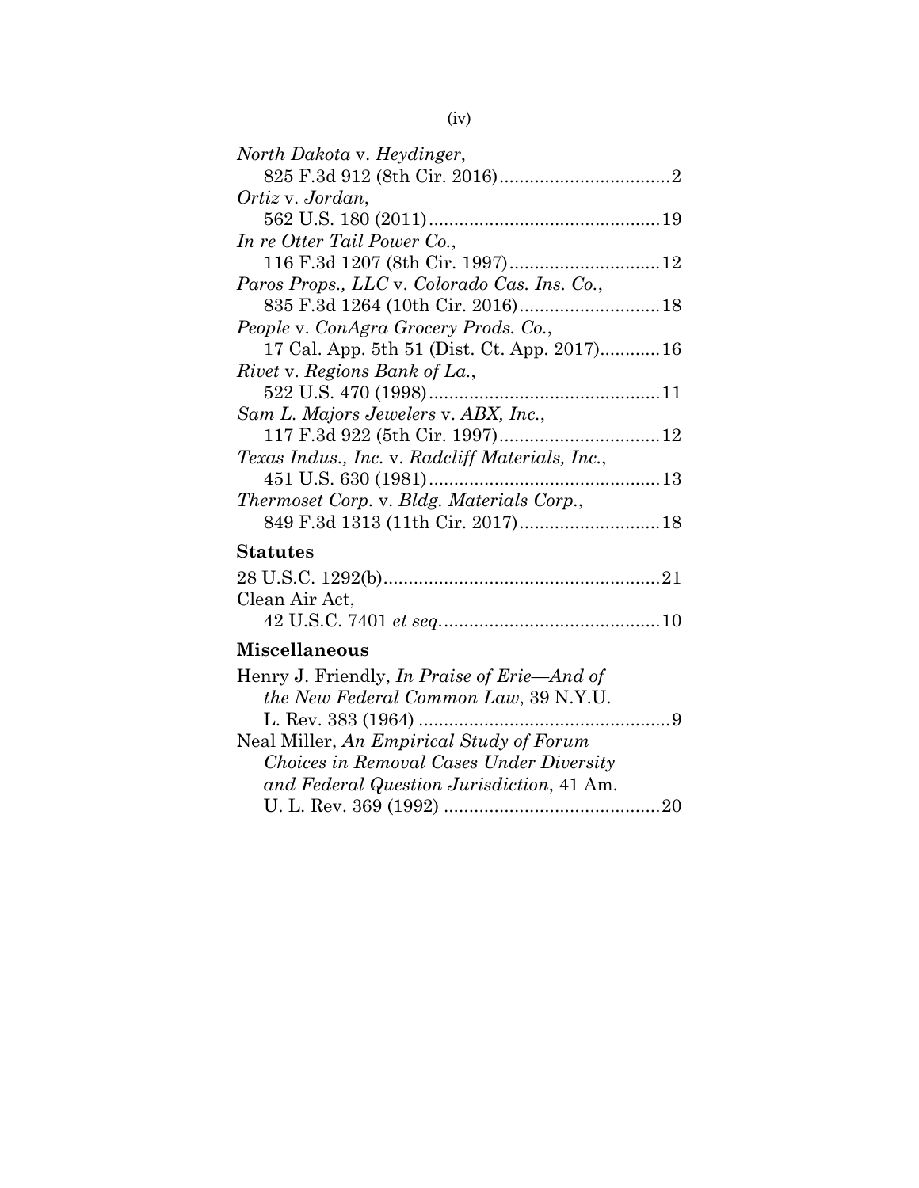*North Dakota* v. *Heydinger*,
825 F.3d 912 (8th Cir. 2016)..................................2

*Ortiz* v. *Jordan*,
562 U.S. 180 (2011)..............................................19

*In re Otter Tail Power Co.*,
116 F.3d 1207 (8th Cir. 1997)..............................12

*Paros Props., LLC* v. *Colorado Cas. Ins. Co.*,
835 F.3d 1264 (10th Cir. 2016)............................18

*People* v. *ConAgra Grocery Prods. Co.*,
17 Cal. App. 5th 51 (Dist. Ct. App. 2017)............16

*Rivet* v. *Regions Bank of La.*,
522 U.S. 470 (1998)..............................................11

*Sam L. Majors Jewelers* v. *ABX, Inc.*,
117 F.3d 922 (5th Cir. 1997)................................12

*Texas Indus., Inc.* v. *Radcliff Materials, Inc.*,
451 U.S. 630 (1981)..............................................13

*Thermoset Corp.* v. *Bldg. Materials Corp.*,
849 F.3d 1313 (11th Cir. 2017)............................18

## Statutes

28 U.S.C. 1292(b).......................................................21

Clean Air Act,
42 U.S.C. 7401 *et seq*............................................10

## Miscellaneous

Henry J. Friendly, *In Praise of Erie—And of the New Federal Common Law*, 39 N.Y.U. L. Rev. 383 (1964) ..................................................9

Neal Miller, *An Empirical Study of Forum Choices in Removal Cases Under Diversity and Federal Question Jurisdiction*, 41 Am. U. L. Rev. 369 (1992) ...........................................20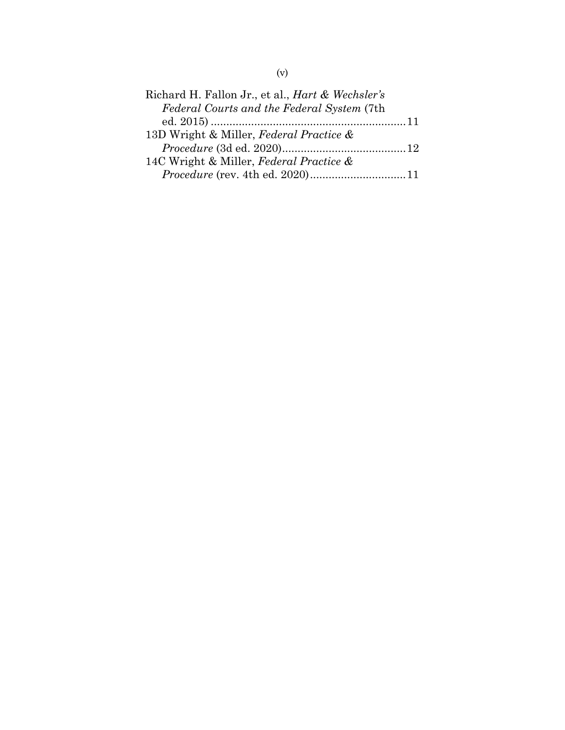Richard H. Fallon Jr., et al., *Hart & Wechsler's Federal Courts and the Federal System* (7th ed. 2015) .............................................................11

13D Wright & Miller, *Federal Practice & Procedure* (3d ed. 2020).......................................12

14C Wright & Miller, *Federal Practice & Procedure* (rev. 4th ed. 2020)...............................11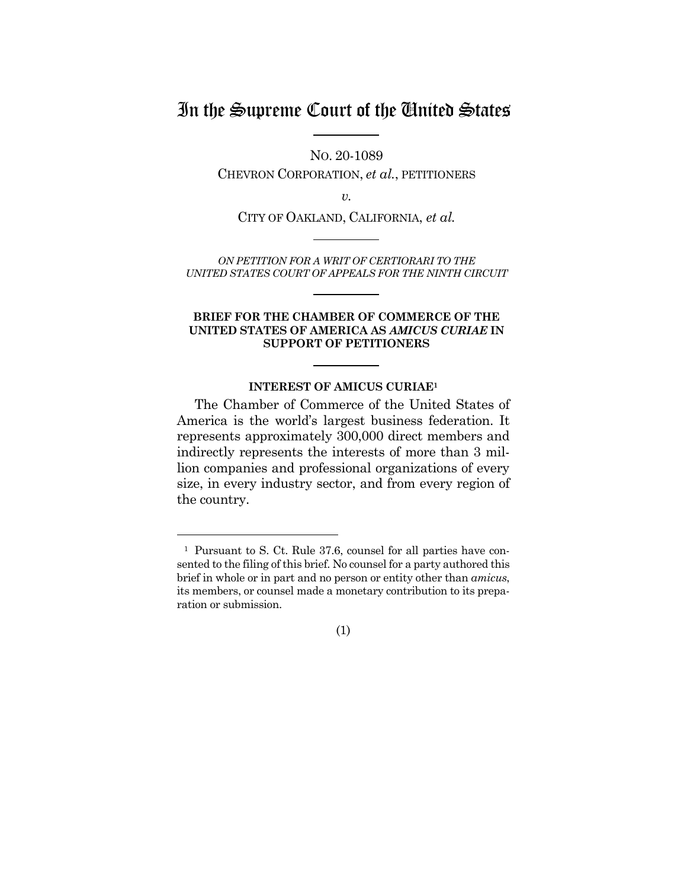# In the Supreme Court of the United States

NO. 20-1089

CHEVRON CORPORATION, *et al.*, PETITIONERS

*v.*

CITY OF OAKLAND, CALIFORNIA, *et al.*

*ON PETITION FOR A WRIT OF CERTIORARI TO THE UNITED STATES COURT OF APPEALS FOR THE NINTH CIRCUIT*

**BRIEF FOR THE CHAMBER OF COMMERCE OF THE UNITED STATES OF AMERICA AS *AMICUS CURIAE* IN SUPPORT OF PETITIONERS**

## INTEREST OF AMICUS CURIAE[1]

The Chamber of Commerce of the United States of America is the world's largest business federation. It represents approximately 300,000 direct members and indirectly represents the interests of more than 3 million companies and professional organizations of every size, in every industry sector, and from every region of the country.

[1] Pursuant to S. Ct. Rule 37.6, counsel for all parties have consented to the filing of this brief. No counsel for a party authored this brief in whole or in part and no person or entity other than *amicus*, its members, or counsel made a monetary contribution to its preparation or submission.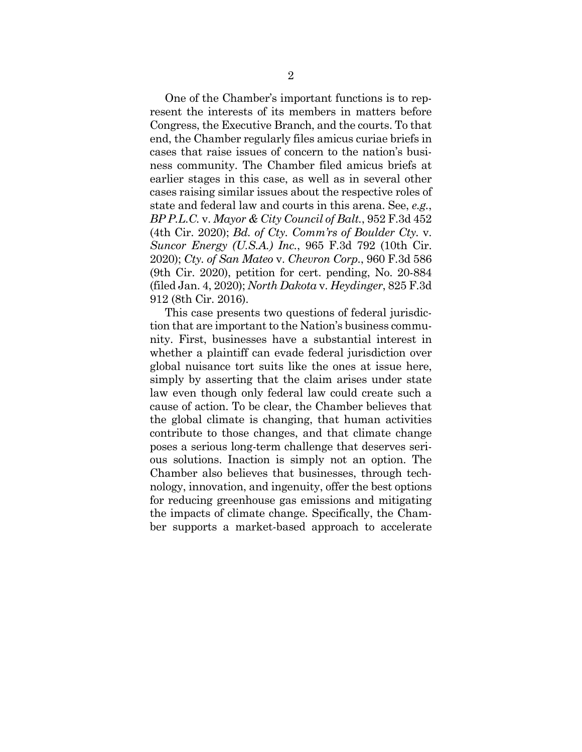One of the Chamber's important functions is to represent the interests of its members in matters before Congress, the Executive Branch, and the courts. To that end, the Chamber regularly files amicus curiae briefs in cases that raise issues of concern to the nation's business community. The Chamber filed amicus briefs at earlier stages in this case, as well as in several other cases raising similar issues about the respective roles of state and federal law and courts in this arena. See, *e.g.*, *BP P.L.C.* v. *Mayor & City Council of Balt.*, 952 F.3d 452 (4th Cir. 2020); *Bd. of Cty. Comm'rs of Boulder Cty.* v. *Suncor Energy (U.S.A.) Inc.*, 965 F.3d 792 (10th Cir. 2020); *Cty. of San Mateo* v. *Chevron Corp.*, 960 F.3d 586 (9th Cir. 2020), petition for cert. pending, No. 20-884 (filed Jan. 4, 2020); *North Dakota* v. *Heydinger*, 825 F.3d 912 (8th Cir. 2016).

This case presents two questions of federal jurisdiction that are important to the Nation's business community. First, businesses have a substantial interest in whether a plaintiff can evade federal jurisdiction over global nuisance tort suits like the ones at issue here, simply by asserting that the claim arises under state law even though only federal law could create such a cause of action. To be clear, the Chamber believes that the global climate is changing, that human activities contribute to those changes, and that climate change poses a serious long-term challenge that deserves serious solutions. Inaction is simply not an option. The Chamber also believes that businesses, through technology, innovation, and ingenuity, offer the best options for reducing greenhouse gas emissions and mitigating the impacts of climate change. Specifically, the Chamber supports a market-based approach to accelerate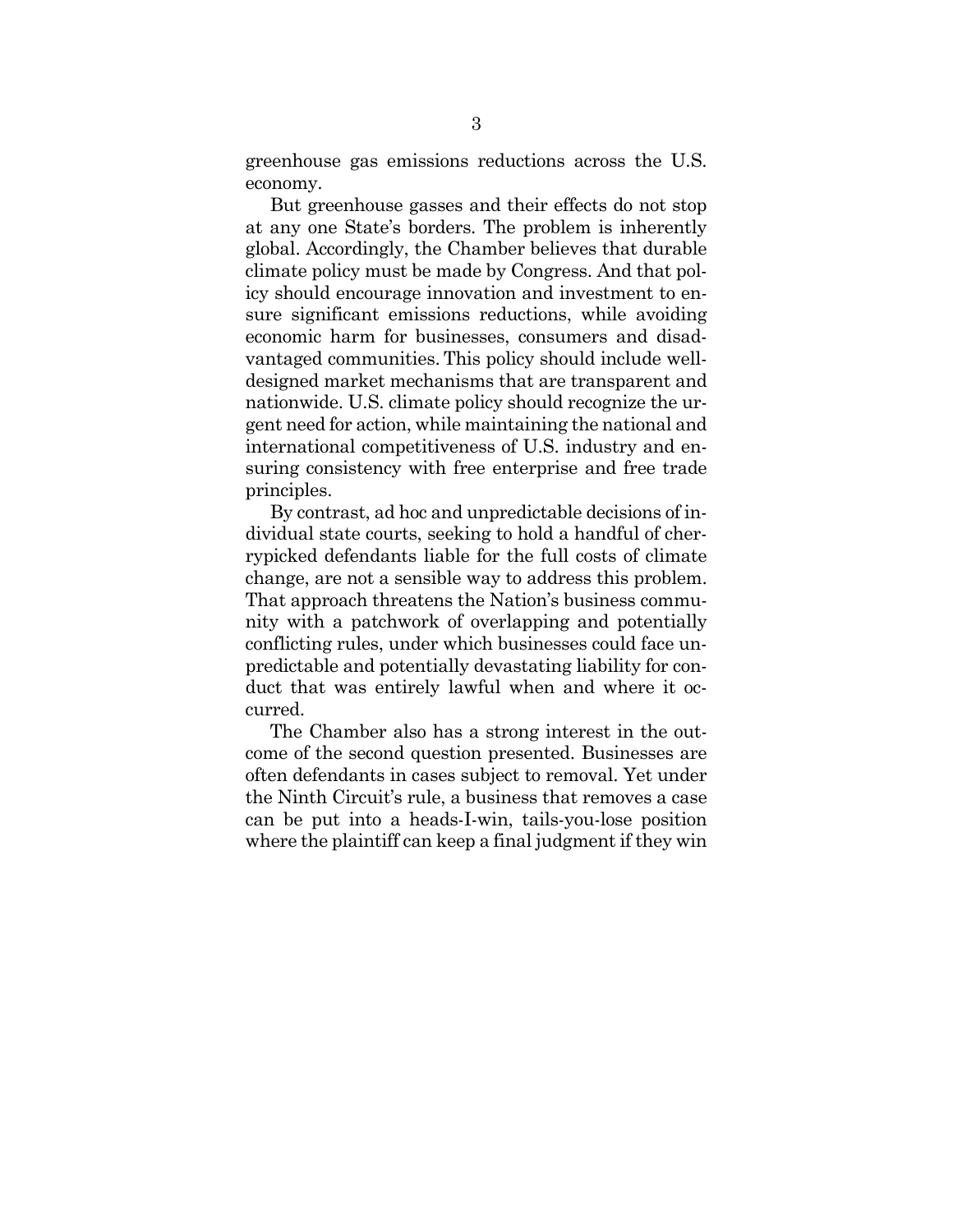greenhouse gas emissions reductions across the U.S. economy.

But greenhouse gasses and their effects do not stop at any one State's borders. The problem is inherently global. Accordingly, the Chamber believes that durable climate policy must be made by Congress. And that policy should encourage innovation and investment to ensure significant emissions reductions, while avoiding economic harm for businesses, consumers and disadvantaged communities. This policy should include well-designed market mechanisms that are transparent and nationwide. U.S. climate policy should recognize the urgent need for action, while maintaining the national and international competitiveness of U.S. industry and ensuring consistency with free enterprise and free trade principles.

By contrast, ad hoc and unpredictable decisions of individual state courts, seeking to hold a handful of cherrypicked defendants liable for the full costs of climate change, are not a sensible way to address this problem. That approach threatens the Nation's business community with a patchwork of overlapping and potentially conflicting rules, under which businesses could face unpredictable and potentially devastating liability for conduct that was entirely lawful when and where it occurred.

The Chamber also has a strong interest in the outcome of the second question presented. Businesses are often defendants in cases subject to removal. Yet under the Ninth Circuit's rule, a business that removes a case can be put into a heads-I-win, tails-you-lose position where the plaintiff can keep a final judgment if they win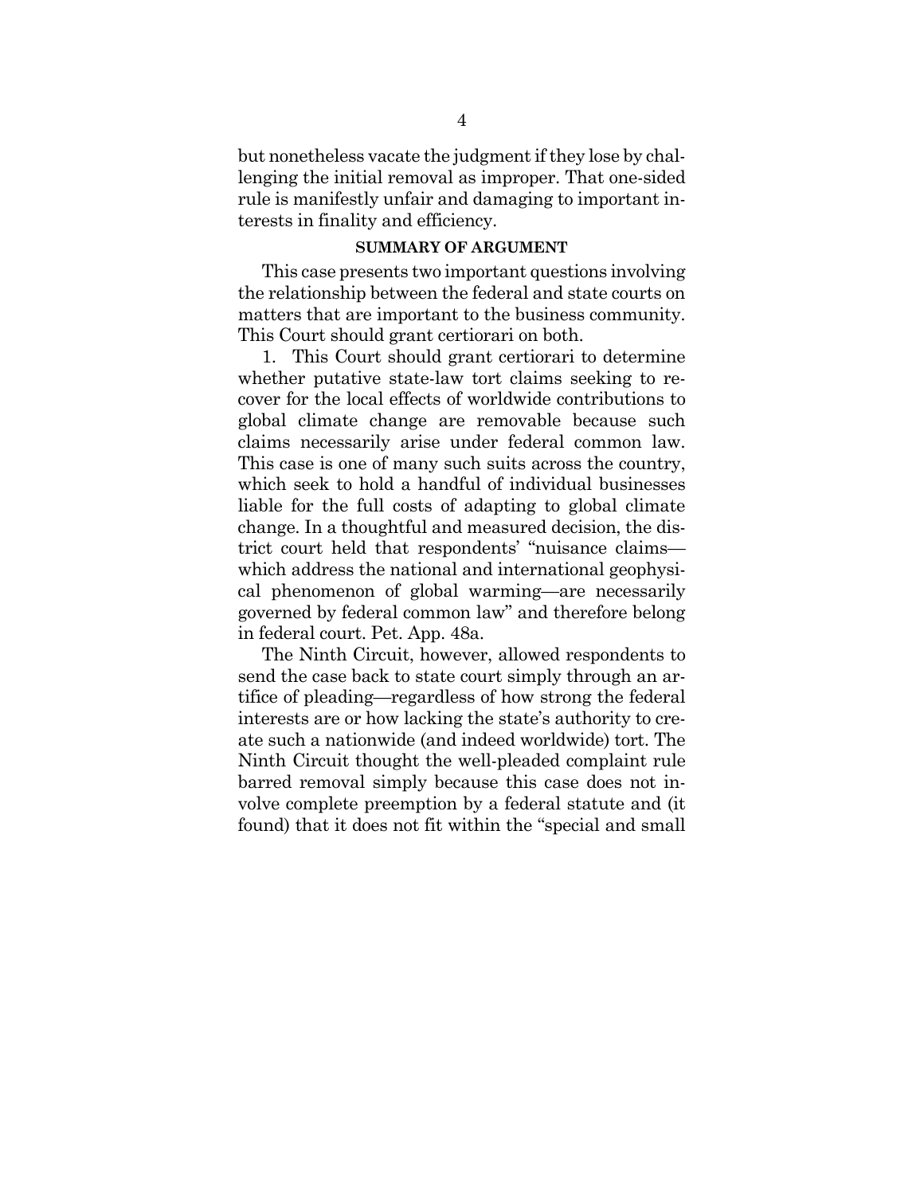but nonetheless vacate the judgment if they lose by challenging the initial removal as improper. That one-sided rule is manifestly unfair and damaging to important interests in finality and efficiency.

## SUMMARY OF ARGUMENT

This case presents two important questions involving the relationship between the federal and state courts on matters that are important to the business community. This Court should grant certiorari on both.

1. This Court should grant certiorari to determine whether putative state-law tort claims seeking to recover for the local effects of worldwide contributions to global climate change are removable because such claims necessarily arise under federal common law. This case is one of many such suits across the country, which seek to hold a handful of individual businesses liable for the full costs of adapting to global climate change. In a thoughtful and measured decision, the district court held that respondents' "nuisance claims—which address the national and international geophysical phenomenon of global warming—are necessarily governed by federal common law" and therefore belong in federal court. Pet. App. 48a.

The Ninth Circuit, however, allowed respondents to send the case back to state court simply through an artifice of pleading—regardless of how strong the federal interests are or how lacking the state's authority to create such a nationwide (and indeed worldwide) tort. The Ninth Circuit thought the well-pleaded complaint rule barred removal simply because this case does not involve complete preemption by a federal statute and (it found) that it does not fit within the "special and small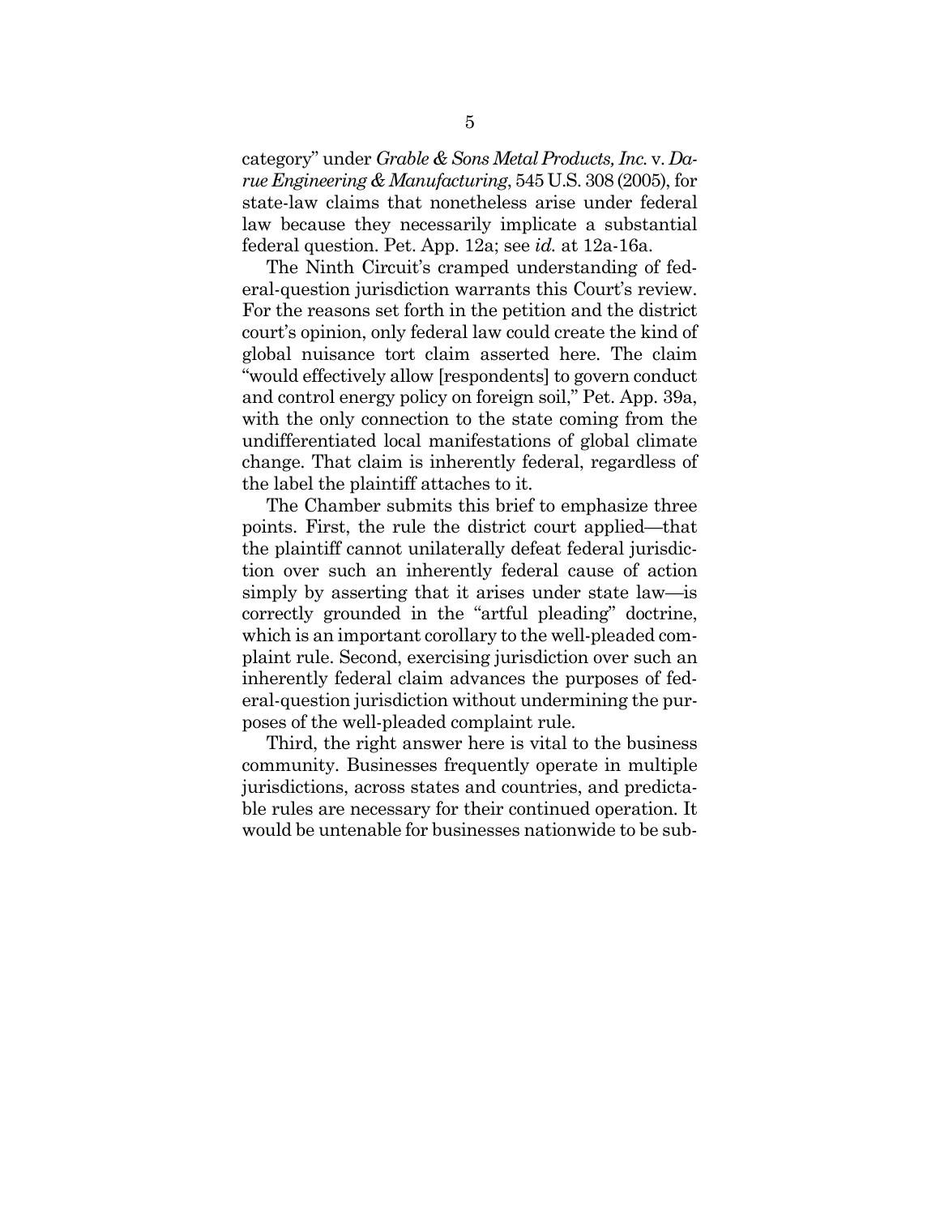category" under *Grable & Sons Metal Products, Inc.* v. *Darue Engineering & Manufacturing*, 545 U.S. 308 (2005), for state-law claims that nonetheless arise under federal law because they necessarily implicate a substantial federal question. Pet. App. 12a; see *id.* at 12a-16a.

The Ninth Circuit's cramped understanding of federal-question jurisdiction warrants this Court's review. For the reasons set forth in the petition and the district court's opinion, only federal law could create the kind of global nuisance tort claim asserted here. The claim "would effectively allow [respondents] to govern conduct and control energy policy on foreign soil," Pet. App. 39a, with the only connection to the state coming from the undifferentiated local manifestations of global climate change. That claim is inherently federal, regardless of the label the plaintiff attaches to it.

The Chamber submits this brief to emphasize three points. First, the rule the district court applied—that the plaintiff cannot unilaterally defeat federal jurisdiction over such an inherently federal cause of action simply by asserting that it arises under state law—is correctly grounded in the "artful pleading" doctrine, which is an important corollary to the well-pleaded complaint rule. Second, exercising jurisdiction over such an inherently federal claim advances the purposes of federal-question jurisdiction without undermining the purposes of the well-pleaded complaint rule.

Third, the right answer here is vital to the business community. Businesses frequently operate in multiple jurisdictions, across states and countries, and predictable rules are necessary for their continued operation. It would be untenable for businesses nationwide to be sub-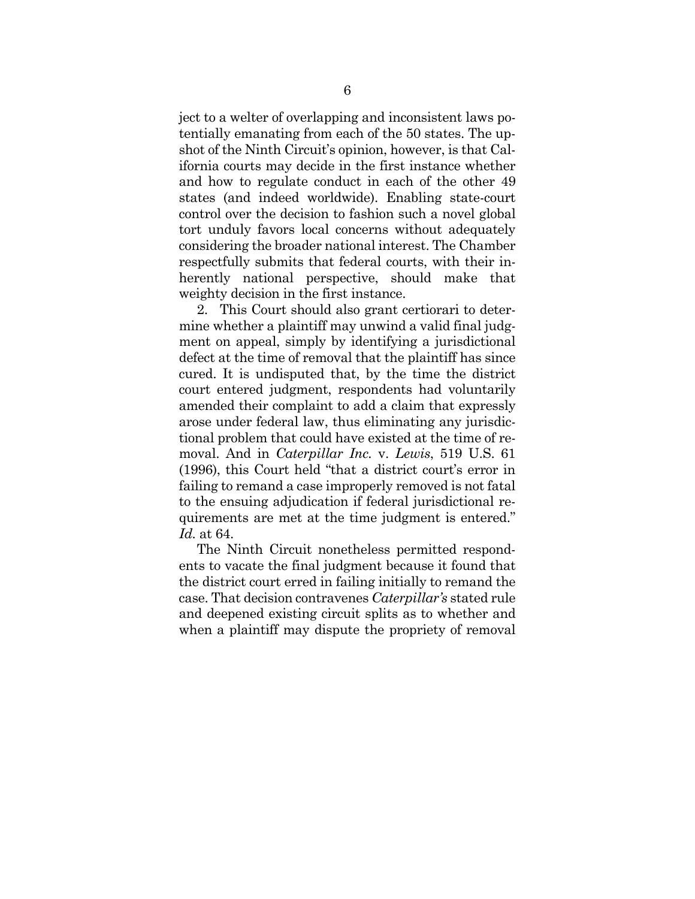ject to a welter of overlapping and inconsistent laws potentially emanating from each of the 50 states. The upshot of the Ninth Circuit's opinion, however, is that California courts may decide in the first instance whether and how to regulate conduct in each of the other 49 states (and indeed worldwide). Enabling state-court control over the decision to fashion such a novel global tort unduly favors local concerns without adequately considering the broader national interest. The Chamber respectfully submits that federal courts, with their inherently national perspective, should make that weighty decision in the first instance.

2. This Court should also grant certiorari to determine whether a plaintiff may unwind a valid final judgment on appeal, simply by identifying a jurisdictional defect at the time of removal that the plaintiff has since cured. It is undisputed that, by the time the district court entered judgment, respondents had voluntarily amended their complaint to add a claim that expressly arose under federal law, thus eliminating any jurisdictional problem that could have existed at the time of removal. And in *Caterpillar Inc.* v. *Lewis*, 519 U.S. 61 (1996), this Court held "that a district court's error in failing to remand a case improperly removed is not fatal to the ensuing adjudication if federal jurisdictional requirements are met at the time judgment is entered." *Id.* at 64.

The Ninth Circuit nonetheless permitted respondents to vacate the final judgment because it found that the district court erred in failing initially to remand the case. That decision contravenes *Caterpillar's* stated rule and deepened existing circuit splits as to whether and when a plaintiff may dispute the propriety of removal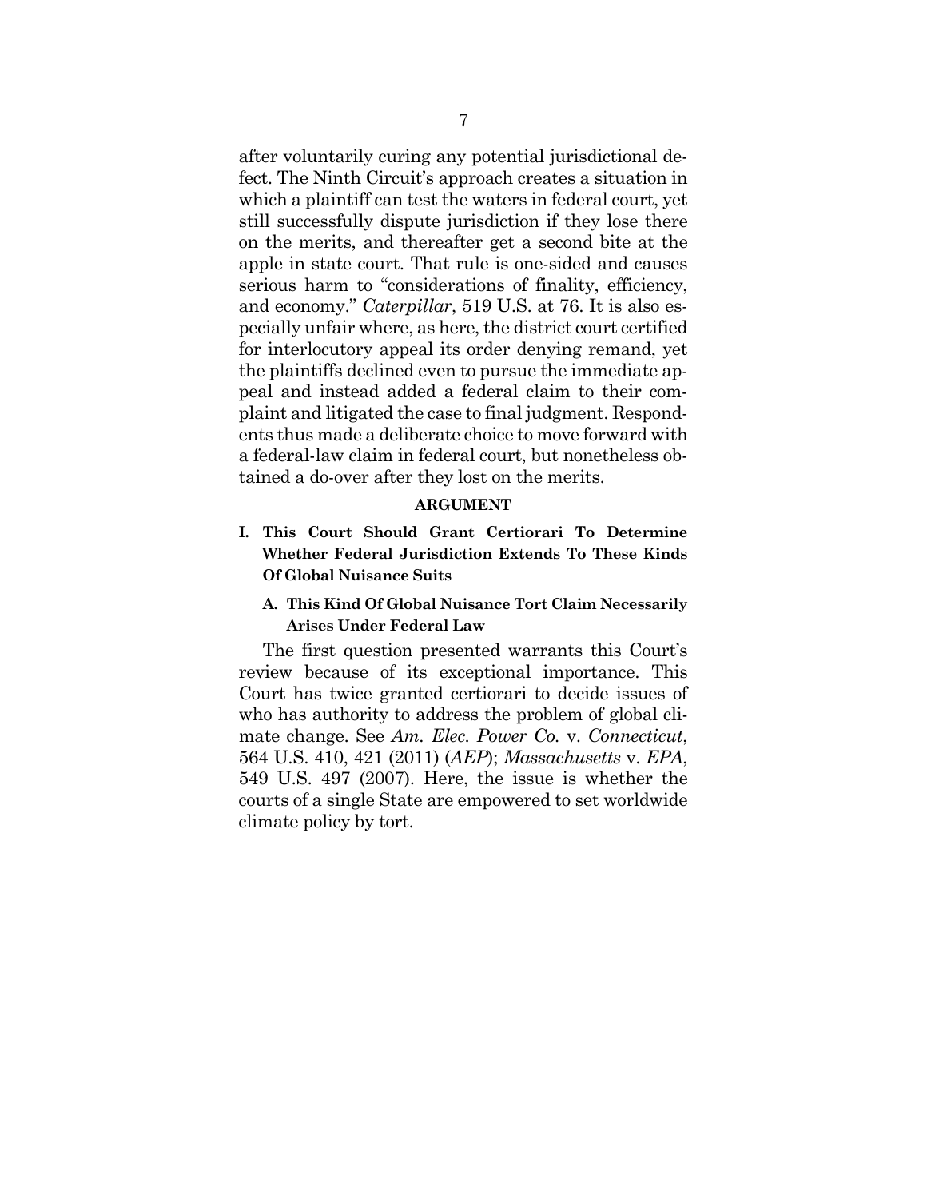after voluntarily curing any potential jurisdictional defect. The Ninth Circuit's approach creates a situation in which a plaintiff can test the waters in federal court, yet still successfully dispute jurisdiction if they lose there on the merits, and thereafter get a second bite at the apple in state court. That rule is one-sided and causes serious harm to "considerations of finality, efficiency, and economy." *Caterpillar*, 519 U.S. at 76. It is also especially unfair where, as here, the district court certified for interlocutory appeal its order denying remand, yet the plaintiffs declined even to pursue the immediate appeal and instead added a federal claim to their complaint and litigated the case to final judgment. Respondents thus made a deliberate choice to move forward with a federal-law claim in federal court, but nonetheless obtained a do-over after they lost on the merits.

## ARGUMENT

### I. This Court Should Grant Certiorari To Determine Whether Federal Jurisdiction Extends To These Kinds Of Global Nuisance Suits

#### A. This Kind Of Global Nuisance Tort Claim Necessarily Arises Under Federal Law

The first question presented warrants this Court's review because of its exceptional importance. This Court has twice granted certiorari to decide issues of who has authority to address the problem of global climate change. See *Am. Elec. Power Co.* v. *Connecticut*, 564 U.S. 410, 421 (2011) (*AEP*); *Massachusetts* v. *EPA*, 549 U.S. 497 (2007). Here, the issue is whether the courts of a single State are empowered to set worldwide climate policy by tort.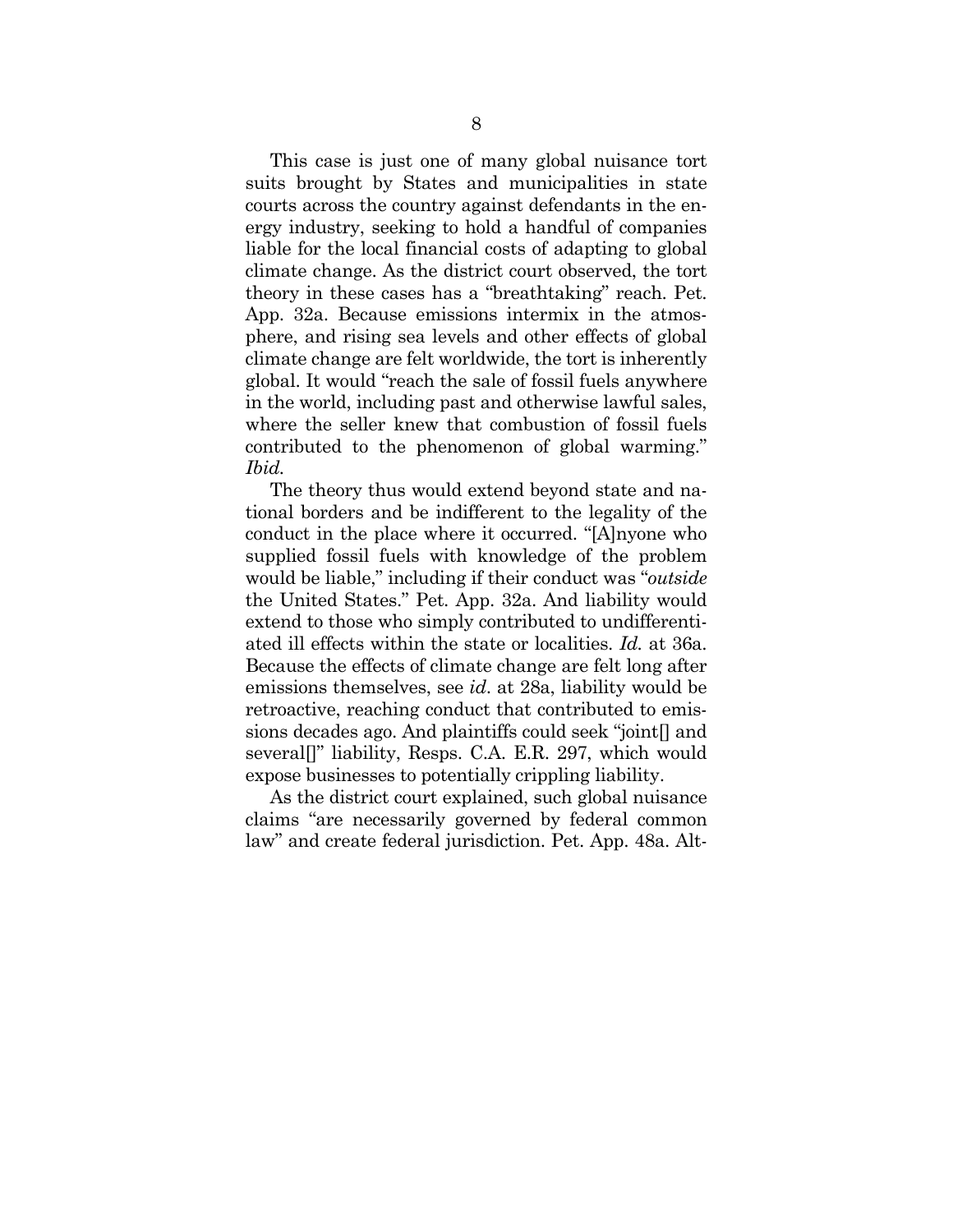This case is just one of many global nuisance tort suits brought by States and municipalities in state courts across the country against defendants in the energy industry, seeking to hold a handful of companies liable for the local financial costs of adapting to global climate change. As the district court observed, the tort theory in these cases has a "breathtaking" reach. Pet. App. 32a. Because emissions intermix in the atmosphere, and rising sea levels and other effects of global climate change are felt worldwide, the tort is inherently global. It would "reach the sale of fossil fuels anywhere in the world, including past and otherwise lawful sales, where the seller knew that combustion of fossil fuels contributed to the phenomenon of global warming." *Ibid.*

The theory thus would extend beyond state and national borders and be indifferent to the legality of the conduct in the place where it occurred. "[A]nyone who supplied fossil fuels with knowledge of the problem would be liable," including if their conduct was "*outside* the United States." Pet. App. 32a. And liability would extend to those who simply contributed to undifferentiated ill effects within the state or localities. *Id.* at 36a. Because the effects of climate change are felt long after emissions themselves, see *id*. at 28a, liability would be retroactive, reaching conduct that contributed to emissions decades ago. And plaintiffs could seek "joint[] and several[]" liability, Resps. C.A. E.R. 297, which would expose businesses to potentially crippling liability.

As the district court explained, such global nuisance claims "are necessarily governed by federal common law" and create federal jurisdiction. Pet. App. 48a. Alt-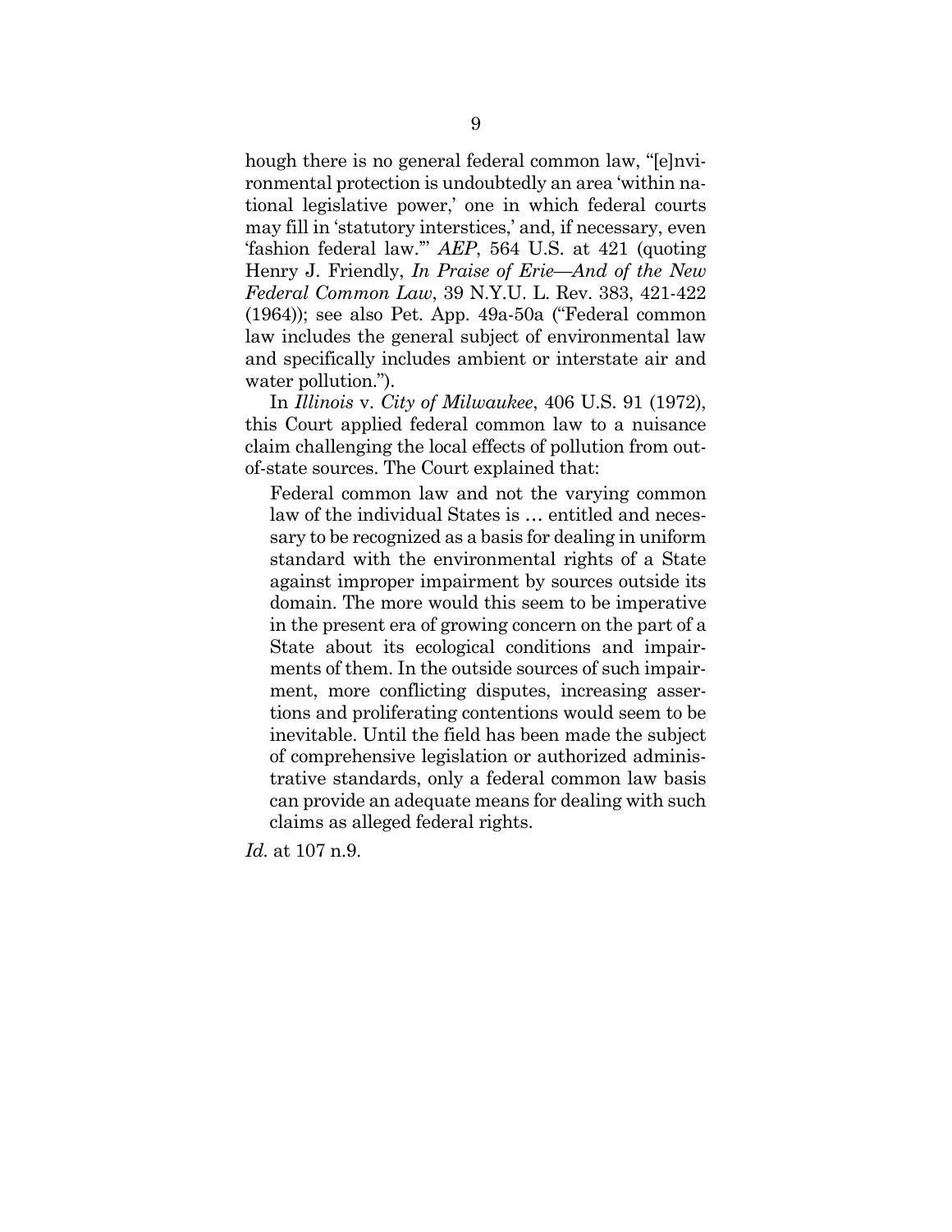hough there is no general federal common law, "[e]nvironmental protection is undoubtedly an area 'within national legislative power,' one in which federal courts may fill in 'statutory interstices,' and, if necessary, even 'fashion federal law.'" *AEP*, 564 U.S. at 421 (quoting Henry J. Friendly, *In Praise of Erie—And of the New Federal Common Law*, 39 N.Y.U. L. Rev. 383, 421-422 (1964)); see also Pet. App. 49a-50a ("Federal common law includes the general subject of environmental law and specifically includes ambient or interstate air and water pollution.").

In *Illinois* v. *City of Milwaukee*, 406 U.S. 91 (1972), this Court applied federal common law to a nuisance claim challenging the local effects of pollution from out-of-state sources. The Court explained that:

> Federal common law and not the varying common law of the individual States is … entitled and necessary to be recognized as a basis for dealing in uniform standard with the environmental rights of a State against improper impairment by sources outside its domain. The more would this seem to be imperative in the present era of growing concern on the part of a State about its ecological conditions and impairments of them. In the outside sources of such impairment, more conflicting disputes, increasing assertions and proliferating contentions would seem to be inevitable. Until the field has been made the subject of comprehensive legislation or authorized administrative standards, only a federal common law basis can provide an adequate means for dealing with such claims as alleged federal rights.

*Id.* at 107 n.9.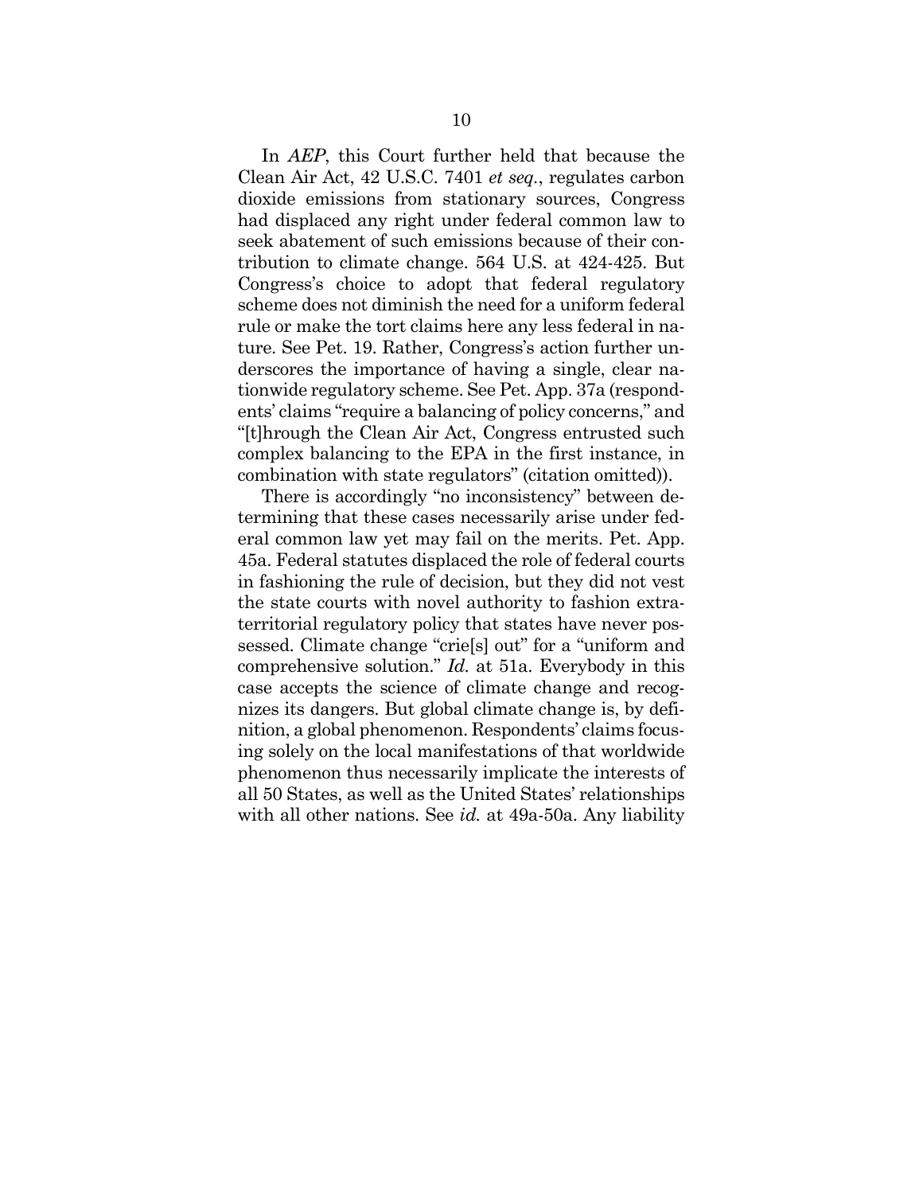In *AEP*, this Court further held that because the Clean Air Act, 42 U.S.C. 7401 *et seq.*, regulates carbon dioxide emissions from stationary sources, Congress had displaced any right under federal common law to seek abatement of such emissions because of their contribution to climate change. 564 U.S. at 424-425. But Congress's choice to adopt that federal regulatory scheme does not diminish the need for a uniform federal rule or make the tort claims here any less federal in nature. See Pet. 19. Rather, Congress's action further underscores the importance of having a single, clear nationwide regulatory scheme. See Pet. App. 37a (respondents' claims "require a balancing of policy concerns," and "[t]hrough the Clean Air Act, Congress entrusted such complex balancing to the EPA in the first instance, in combination with state regulators" (citation omitted)).

There is accordingly "no inconsistency" between determining that these cases necessarily arise under federal common law yet may fail on the merits. Pet. App. 45a. Federal statutes displaced the role of federal courts in fashioning the rule of decision, but they did not vest the state courts with novel authority to fashion extraterritorial regulatory policy that states have never possessed. Climate change "crie[s] out" for a "uniform and comprehensive solution." *Id.* at 51a. Everybody in this case accepts the science of climate change and recognizes its dangers. But global climate change is, by definition, a global phenomenon. Respondents' claims focusing solely on the local manifestations of that worldwide phenomenon thus necessarily implicate the interests of all 50 States, as well as the United States' relationships with all other nations. See *id.* at 49a-50a. Any liability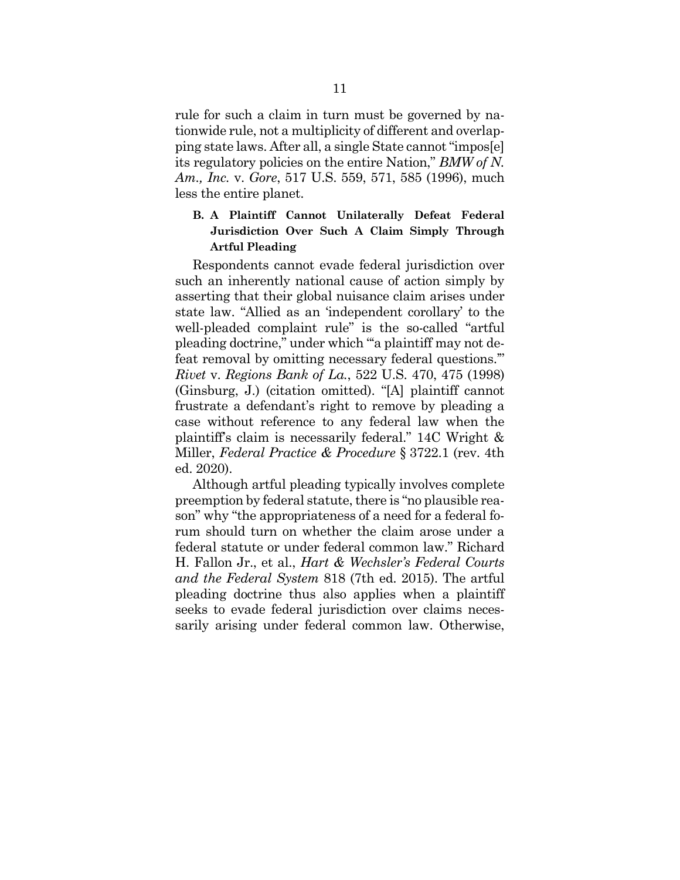rule for such a claim in turn must be governed by nationwide rule, not a multiplicity of different and overlapping state laws. After all, a single State cannot "impos[e] its regulatory policies on the entire Nation," *BMW of N. Am., Inc.* v. *Gore*, 517 U.S. 559, 571, 585 (1996), much less the entire planet.

### B. A Plaintiff Cannot Unilaterally Defeat Federal Jurisdiction Over Such A Claim Simply Through Artful Pleading

Respondents cannot evade federal jurisdiction over such an inherently national cause of action simply by asserting that their global nuisance claim arises under state law. "Allied as an 'independent corollary' to the well-pleaded complaint rule" is the so-called "artful pleading doctrine," under which "'a plaintiff may not defeat removal by omitting necessary federal questions.'" *Rivet* v. *Regions Bank of La.*, 522 U.S. 470, 475 (1998) (Ginsburg, J.) (citation omitted). "[A] plaintiff cannot frustrate a defendant's right to remove by pleading a case without reference to any federal law when the plaintiff's claim is necessarily federal." 14C Wright & Miller, *Federal Practice & Procedure* § 3722.1 (rev. 4th ed. 2020).

Although artful pleading typically involves complete preemption by federal statute, there is "no plausible reason" why "the appropriateness of a need for a federal forum should turn on whether the claim arose under a federal statute or under federal common law." Richard H. Fallon Jr., et al., *Hart & Wechsler's Federal Courts and the Federal System* 818 (7th ed. 2015). The artful pleading doctrine thus also applies when a plaintiff seeks to evade federal jurisdiction over claims necessarily arising under federal common law. Otherwise,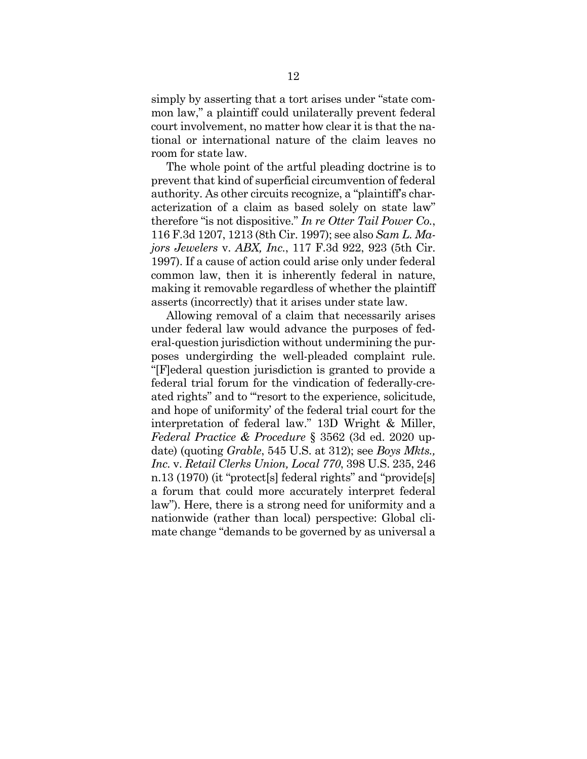simply by asserting that a tort arises under "state common law," a plaintiff could unilaterally prevent federal court involvement, no matter how clear it is that the national or international nature of the claim leaves no room for state law.

The whole point of the artful pleading doctrine is to prevent that kind of superficial circumvention of federal authority. As other circuits recognize, a "plaintiff's characterization of a claim as based solely on state law" therefore "is not dispositive." *In re Otter Tail Power Co.*, 116 F.3d 1207, 1213 (8th Cir. 1997); see also *Sam L. Majors Jewelers* v. *ABX, Inc.*, 117 F.3d 922, 923 (5th Cir. 1997). If a cause of action could arise only under federal common law, then it is inherently federal in nature, making it removable regardless of whether the plaintiff asserts (incorrectly) that it arises under state law.

Allowing removal of a claim that necessarily arises under federal law would advance the purposes of federal-question jurisdiction without undermining the purposes undergirding the well-pleaded complaint rule. "[F]ederal question jurisdiction is granted to provide a federal trial forum for the vindication of federally-created rights" and to "'resort to the experience, solicitude, and hope of uniformity' of the federal trial court for the interpretation of federal law." 13D Wright & Miller, *Federal Practice & Procedure* § 3562 (3d ed. 2020 update) (quoting *Grable*, 545 U.S. at 312); see *Boys Mkts., Inc.* v. *Retail Clerks Union, Local 770*, 398 U.S. 235, 246 n.13 (1970) (it "protect[s] federal rights" and "provide[s] a forum that could more accurately interpret federal law"). Here, there is a strong need for uniformity and a nationwide (rather than local) perspective: Global climate change "demands to be governed by as universal a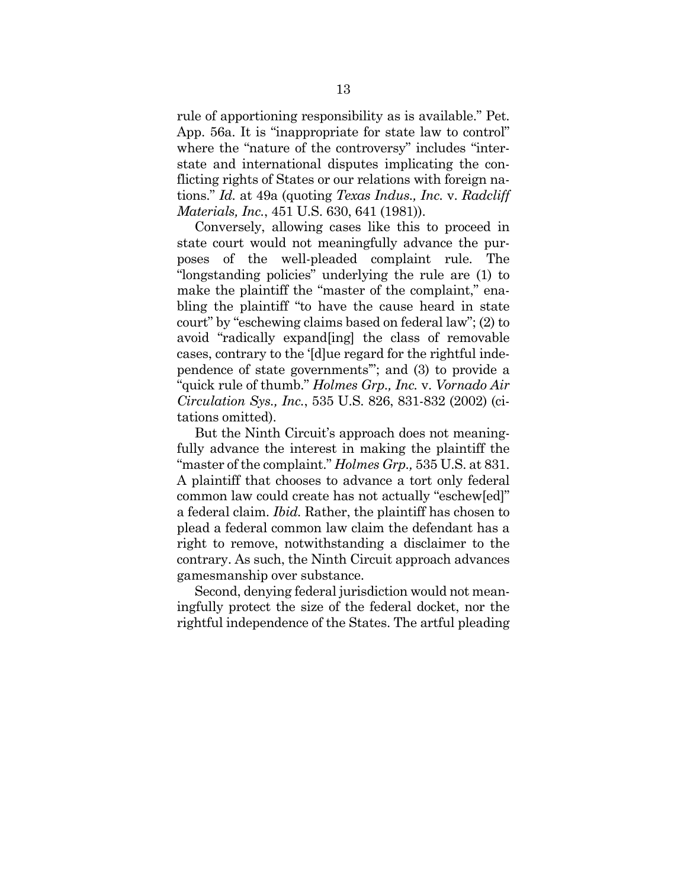rule of apportioning responsibility as is available." Pet. App. 56a. It is "inappropriate for state law to control" where the "nature of the controversy" includes "interstate and international disputes implicating the conflicting rights of States or our relations with foreign nations." *Id.* at 49a (quoting *Texas Indus., Inc.* v. *Radcliff Materials, Inc.*, 451 U.S. 630, 641 (1981)).

Conversely, allowing cases like this to proceed in state court would not meaningfully advance the purposes of the well-pleaded complaint rule. The "longstanding policies" underlying the rule are (1) to make the plaintiff the "master of the complaint," enabling the plaintiff "to have the cause heard in state court" by "eschewing claims based on federal law"; (2) to avoid "radically expand[ing] the class of removable cases, contrary to the '[d]ue regard for the rightful independence of state governments'"; and (3) to provide a "quick rule of thumb." *Holmes Grp., Inc.* v. *Vornado Air Circulation Sys., Inc.*, 535 U.S. 826, 831-832 (2002) (citations omitted).

But the Ninth Circuit's approach does not meaningfully advance the interest in making the plaintiff the "master of the complaint." *Holmes Grp.,* 535 U.S. at 831. A plaintiff that chooses to advance a tort only federal common law could create has not actually "eschew[ed]" a federal claim. *Ibid.* Rather, the plaintiff has chosen to plead a federal common law claim the defendant has a right to remove, notwithstanding a disclaimer to the contrary. As such, the Ninth Circuit approach advances gamesmanship over substance.

Second, denying federal jurisdiction would not meaningfully protect the size of the federal docket, nor the rightful independence of the States. The artful pleading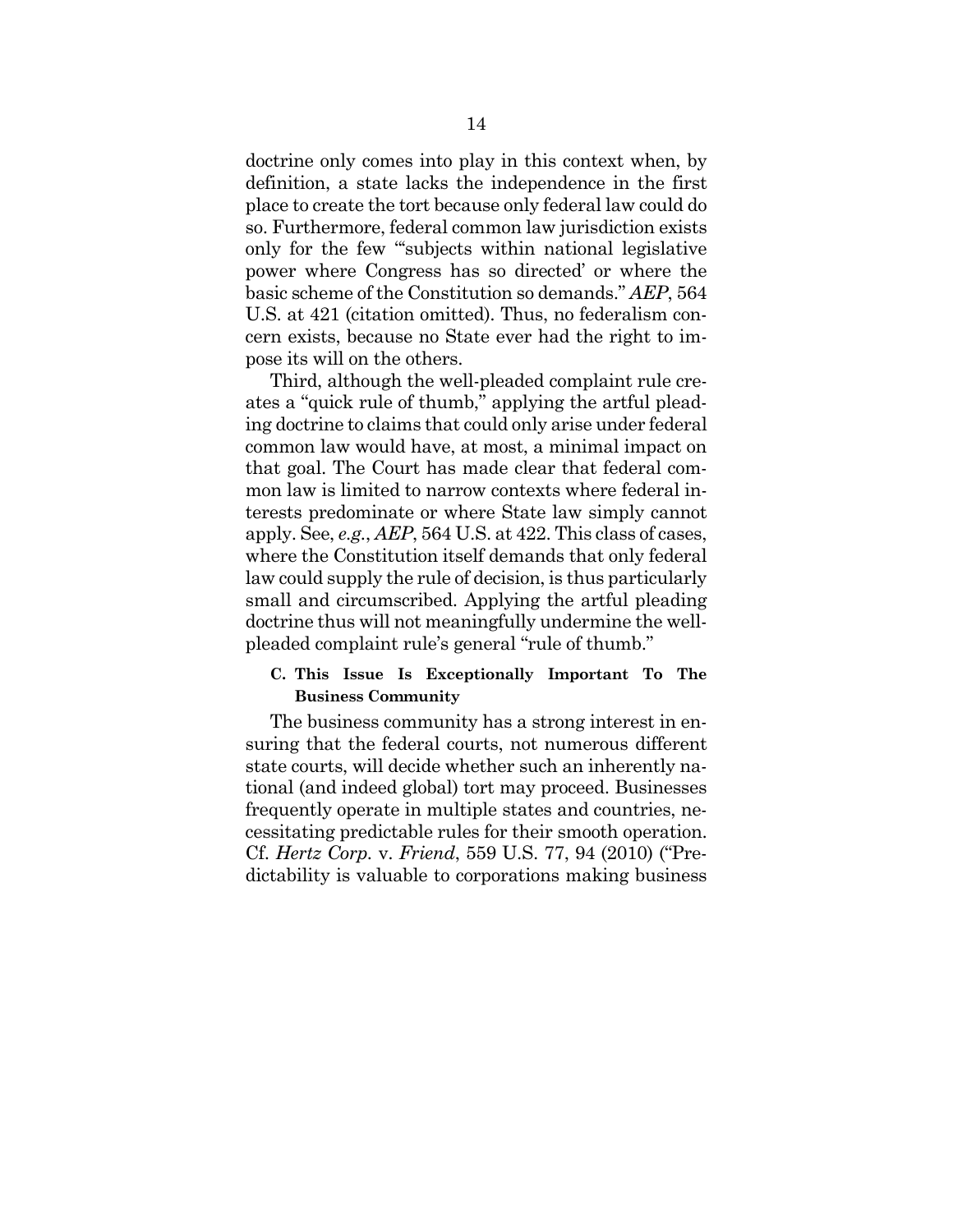doctrine only comes into play in this context when, by definition, a state lacks the independence in the first place to create the tort because only federal law could do so. Furthermore, federal common law jurisdiction exists only for the few "'subjects within national legislative power where Congress has so directed' or where the basic scheme of the Constitution so demands." *AEP*, 564 U.S. at 421 (citation omitted). Thus, no federalism concern exists, because no State ever had the right to impose its will on the others.

Third, although the well-pleaded complaint rule creates a "quick rule of thumb," applying the artful pleading doctrine to claims that could only arise under federal common law would have, at most, a minimal impact on that goal. The Court has made clear that federal common law is limited to narrow contexts where federal interests predominate or where State law simply cannot apply. See, *e.g.*, *AEP*, 564 U.S. at 422. This class of cases, where the Constitution itself demands that only federal law could supply the rule of decision, is thus particularly small and circumscribed. Applying the artful pleading doctrine thus will not meaningfully undermine the well-pleaded complaint rule's general "rule of thumb."

### C. This Issue Is Exceptionally Important To The Business Community

The business community has a strong interest in ensuring that the federal courts, not numerous different state courts, will decide whether such an inherently national (and indeed global) tort may proceed. Businesses frequently operate in multiple states and countries, necessitating predictable rules for their smooth operation. Cf. *Hertz Corp.* v. *Friend*, 559 U.S. 77, 94 (2010) ("Predictability is valuable to corporations making business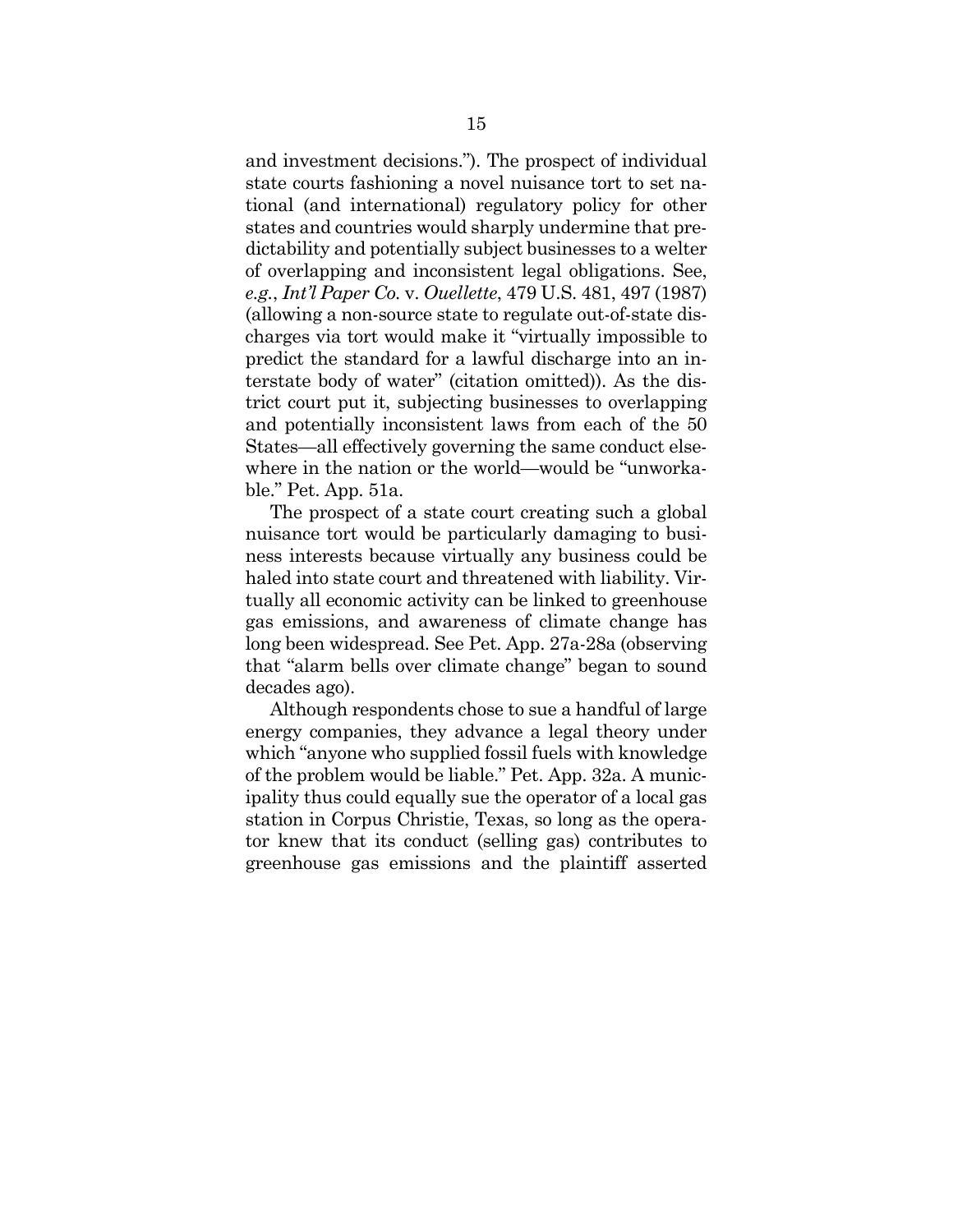and investment decisions."). The prospect of individual state courts fashioning a novel nuisance tort to set national (and international) regulatory policy for other states and countries would sharply undermine that predictability and potentially subject businesses to a welter of overlapping and inconsistent legal obligations. See, *e.g.*, *Int'l Paper Co.* v. *Ouellette*, 479 U.S. 481, 497 (1987) (allowing a non-source state to regulate out-of-state discharges via tort would make it "virtually impossible to predict the standard for a lawful discharge into an interstate body of water" (citation omitted)). As the district court put it, subjecting businesses to overlapping and potentially inconsistent laws from each of the 50 States—all effectively governing the same conduct elsewhere in the nation or the world—would be "unworkable." Pet. App. 51a.

The prospect of a state court creating such a global nuisance tort would be particularly damaging to business interests because virtually any business could be haled into state court and threatened with liability. Virtually all economic activity can be linked to greenhouse gas emissions, and awareness of climate change has long been widespread. See Pet. App. 27a-28a (observing that "alarm bells over climate change" began to sound decades ago).

Although respondents chose to sue a handful of large energy companies, they advance a legal theory under which "anyone who supplied fossil fuels with knowledge of the problem would be liable." Pet. App. 32a. A municipality thus could equally sue the operator of a local gas station in Corpus Christie, Texas, so long as the operator knew that its conduct (selling gas) contributes to greenhouse gas emissions and the plaintiff asserted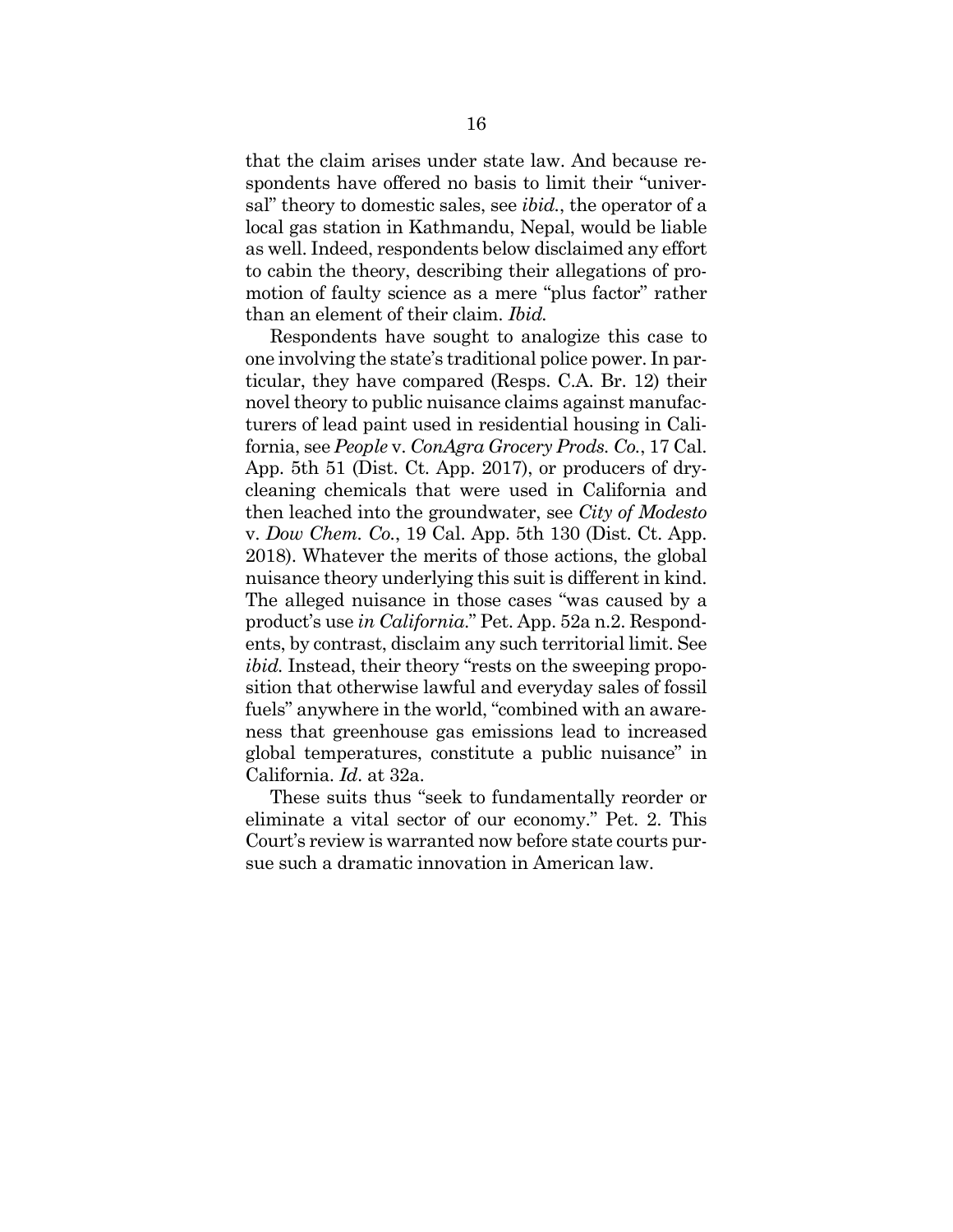that the claim arises under state law. And because respondents have offered no basis to limit their "universal" theory to domestic sales, see *ibid.*, the operator of a local gas station in Kathmandu, Nepal, would be liable as well. Indeed, respondents below disclaimed any effort to cabin the theory, describing their allegations of promotion of faulty science as a mere "plus factor" rather than an element of their claim. *Ibid.*

Respondents have sought to analogize this case to one involving the state's traditional police power. In particular, they have compared (Resps. C.A. Br. 12) their novel theory to public nuisance claims against manufacturers of lead paint used in residential housing in California, see *People* v. *ConAgra Grocery Prods. Co.*, 17 Cal. App. 5th 51 (Dist. Ct. App. 2017), or producers of drycleaning chemicals that were used in California and then leached into the groundwater, see *City of Modesto* v. *Dow Chem. Co.*, 19 Cal. App. 5th 130 (Dist. Ct. App. 2018). Whatever the merits of those actions, the global nuisance theory underlying this suit is different in kind. The alleged nuisance in those cases "was caused by a product's use *in California*." Pet. App. 52a n.2. Respondents, by contrast, disclaim any such territorial limit. See *ibid.* Instead, their theory "rests on the sweeping proposition that otherwise lawful and everyday sales of fossil fuels" anywhere in the world, "combined with an awareness that greenhouse gas emissions lead to increased global temperatures, constitute a public nuisance" in California. *Id*. at 32a.

These suits thus "seek to fundamentally reorder or eliminate a vital sector of our economy." Pet. 2. This Court's review is warranted now before state courts pursue such a dramatic innovation in American law.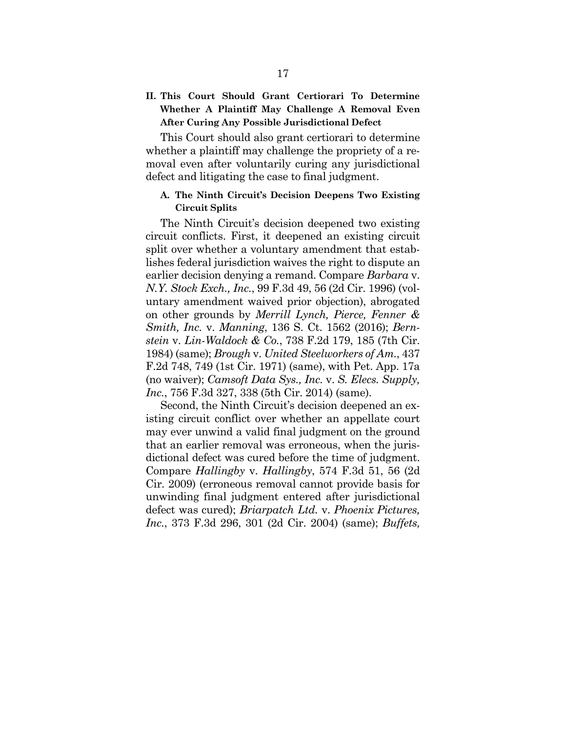## II. This Court Should Grant Certiorari To Determine Whether A Plaintiff May Challenge A Removal Even After Curing Any Possible Jurisdictional Defect

This Court should also grant certiorari to determine whether a plaintiff may challenge the propriety of a removal even after voluntarily curing any jurisdictional defect and litigating the case to final judgment.

### A. The Ninth Circuit's Decision Deepens Two Existing Circuit Splits

The Ninth Circuit's decision deepened two existing circuit conflicts. First, it deepened an existing circuit split over whether a voluntary amendment that establishes federal jurisdiction waives the right to dispute an earlier decision denying a remand. Compare *Barbara* v. *N.Y. Stock Exch., Inc.*, 99 F.3d 49, 56 (2d Cir. 1996) (voluntary amendment waived prior objection), abrogated on other grounds by *Merrill Lynch, Pierce, Fenner & Smith, Inc.* v. *Manning*, 136 S. Ct. 1562 (2016); *Bernstein* v. *Lin-Waldock & Co.*, 738 F.2d 179, 185 (7th Cir. 1984) (same); *Brough* v. *United Steelworkers of Am.*, 437 F.2d 748, 749 (1st Cir. 1971) (same), with Pet. App. 17a (no waiver); *Camsoft Data Sys., Inc.* v. *S. Elecs. Supply, Inc.*, 756 F.3d 327, 338 (5th Cir. 2014) (same).

Second, the Ninth Circuit's decision deepened an existing circuit conflict over whether an appellate court may ever unwind a valid final judgment on the ground that an earlier removal was erroneous, when the jurisdictional defect was cured before the time of judgment. Compare *Hallingby* v. *Hallingby*, 574 F.3d 51, 56 (2d Cir. 2009) (erroneous removal cannot provide basis for unwinding final judgment entered after jurisdictional defect was cured); *Briarpatch Ltd.* v. *Phoenix Pictures, Inc.*, 373 F.3d 296, 301 (2d Cir. 2004) (same); *Buffets,*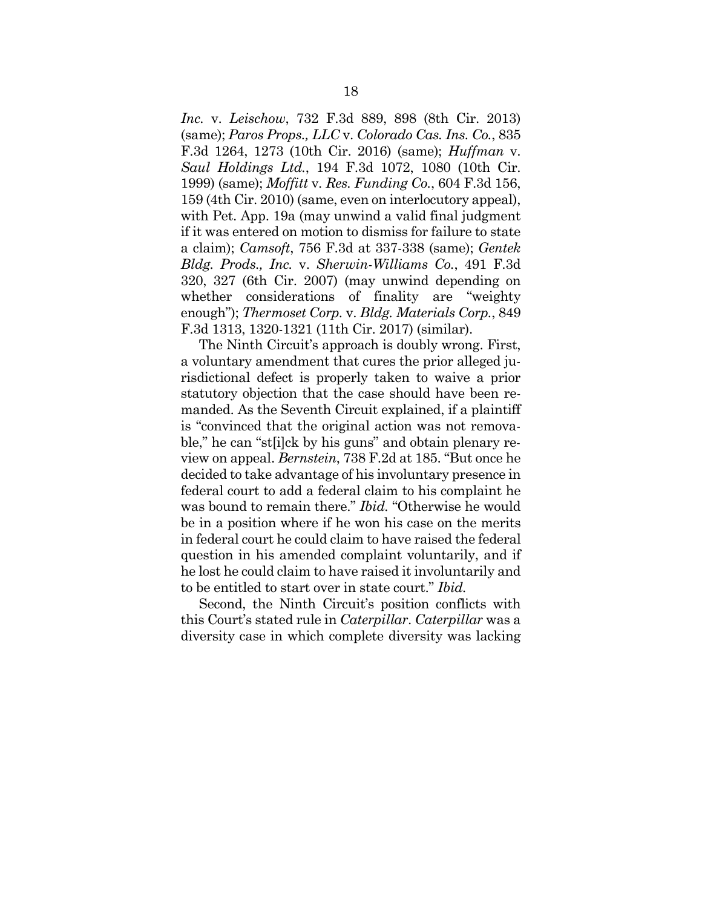*Inc.* v. *Leischow*, 732 F.3d 889, 898 (8th Cir. 2013) (same); *Paros Props., LLC* v. *Colorado Cas. Ins. Co.*, 835 F.3d 1264, 1273 (10th Cir. 2016) (same); *Huffman* v. *Saul Holdings Ltd.*, 194 F.3d 1072, 1080 (10th Cir. 1999) (same); *Moffitt* v. *Res. Funding Co.*, 604 F.3d 156, 159 (4th Cir. 2010) (same, even on interlocutory appeal), with Pet. App. 19a (may unwind a valid final judgment if it was entered on motion to dismiss for failure to state a claim); *Camsoft*, 756 F.3d at 337-338 (same); *Gentek Bldg. Prods., Inc.* v. *Sherwin-Williams Co.*, 491 F.3d 320, 327 (6th Cir. 2007) (may unwind depending on whether considerations of finality are "weighty enough"); *Thermoset Corp.* v. *Bldg. Materials Corp.*, 849 F.3d 1313, 1320-1321 (11th Cir. 2017) (similar).

The Ninth Circuit's approach is doubly wrong. First, a voluntary amendment that cures the prior alleged jurisdictional defect is properly taken to waive a prior statutory objection that the case should have been remanded. As the Seventh Circuit explained, if a plaintiff is "convinced that the original action was not removable," he can "st[i]ck by his guns" and obtain plenary review on appeal. *Bernstein*, 738 F.2d at 185. "But once he decided to take advantage of his involuntary presence in federal court to add a federal claim to his complaint he was bound to remain there." *Ibid.* "Otherwise he would be in a position where if he won his case on the merits in federal court he could claim to have raised the federal question in his amended complaint voluntarily, and if he lost he could claim to have raised it involuntarily and to be entitled to start over in state court." *Ibid.*

Second, the Ninth Circuit's position conflicts with this Court's stated rule in *Caterpillar*. *Caterpillar* was a diversity case in which complete diversity was lacking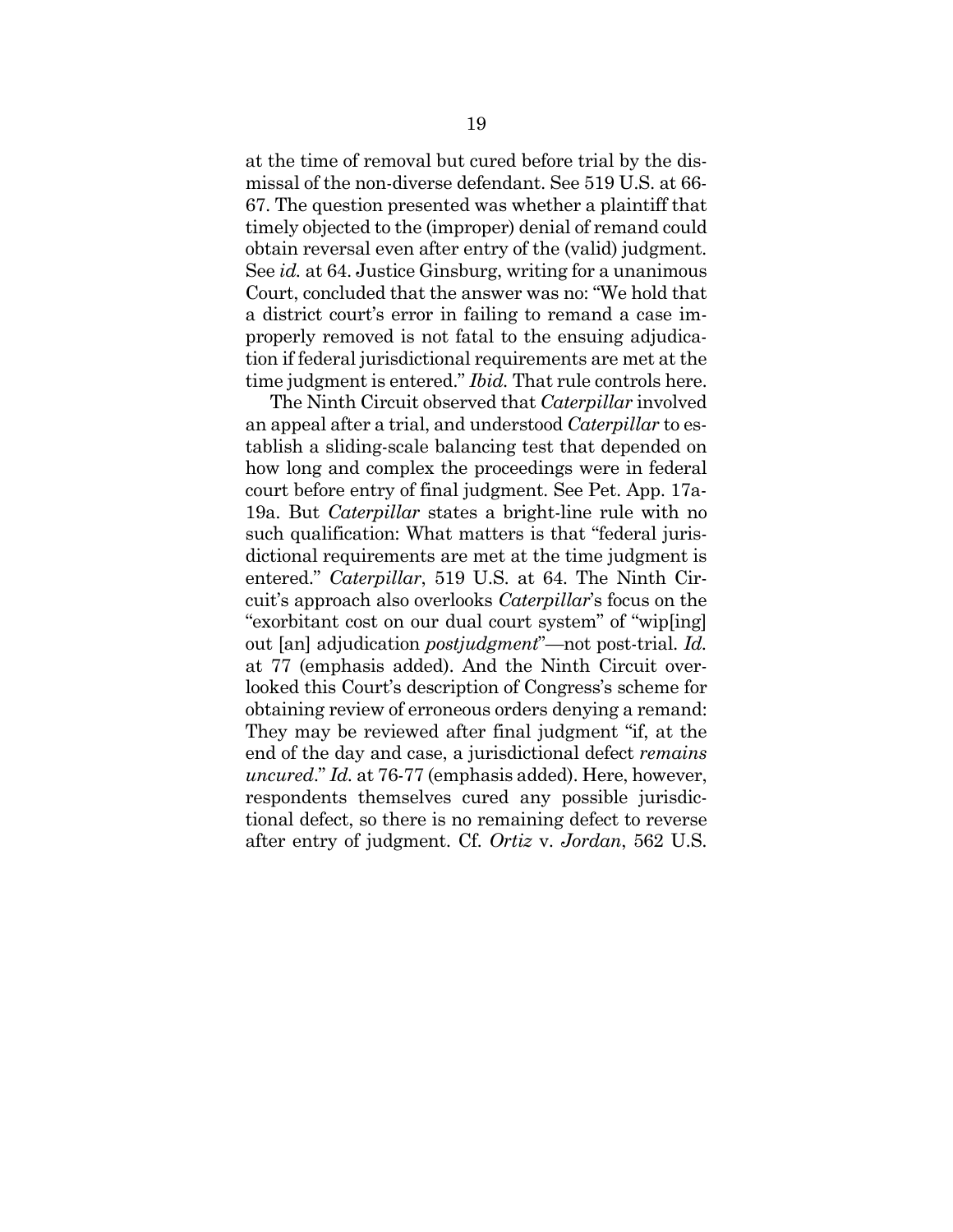at the time of removal but cured before trial by the dismissal of the non-diverse defendant. See 519 U.S. at 66-67. The question presented was whether a plaintiff that timely objected to the (improper) denial of remand could obtain reversal even after entry of the (valid) judgment. See *id.* at 64. Justice Ginsburg, writing for a unanimous Court, concluded that the answer was no: "We hold that a district court's error in failing to remand a case improperly removed is not fatal to the ensuing adjudication if federal jurisdictional requirements are met at the time judgment is entered." *Ibid.* That rule controls here.

The Ninth Circuit observed that *Caterpillar* involved an appeal after a trial, and understood *Caterpillar* to establish a sliding-scale balancing test that depended on how long and complex the proceedings were in federal court before entry of final judgment. See Pet. App. 17a-19a. But *Caterpillar* states a bright-line rule with no such qualification: What matters is that "federal jurisdictional requirements are met at the time judgment is entered." *Caterpillar*, 519 U.S. at 64. The Ninth Circuit's approach also overlooks *Caterpillar*'s focus on the "exorbitant cost on our dual court system" of "wip[ing] out [an] adjudication *postjudgment*"—not post-trial. *Id.* at 77 (emphasis added). And the Ninth Circuit overlooked this Court's description of Congress's scheme for obtaining review of erroneous orders denying a remand: They may be reviewed after final judgment "if, at the end of the day and case, a jurisdictional defect *remains uncured*." *Id.* at 76-77 (emphasis added). Here, however, respondents themselves cured any possible jurisdictional defect, so there is no remaining defect to reverse after entry of judgment. Cf. *Ortiz* v. *Jordan*, 562 U.S.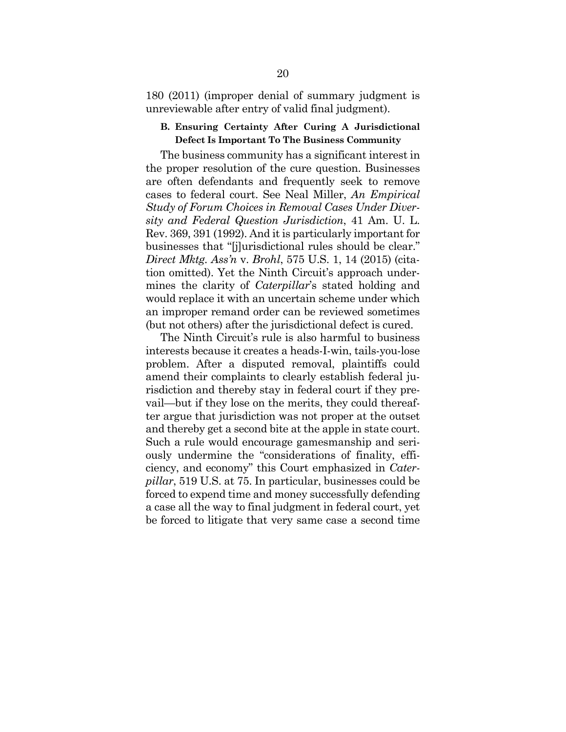180 (2011) (improper denial of summary judgment is unreviewable after entry of valid final judgment).

### B. Ensuring Certainty After Curing A Jurisdictional Defect Is Important To The Business Community

The business community has a significant interest in the proper resolution of the cure question. Businesses are often defendants and frequently seek to remove cases to federal court. See Neal Miller, *An Empirical Study of Forum Choices in Removal Cases Under Diversity and Federal Question Jurisdiction*, 41 Am. U. L. Rev. 369, 391 (1992). And it is particularly important for businesses that "[j]urisdictional rules should be clear." *Direct Mktg. Ass'n* v. *Brohl*, 575 U.S. 1, 14 (2015) (citation omitted). Yet the Ninth Circuit's approach undermines the clarity of *Caterpillar*'s stated holding and would replace it with an uncertain scheme under which an improper remand order can be reviewed sometimes (but not others) after the jurisdictional defect is cured.

The Ninth Circuit's rule is also harmful to business interests because it creates a heads-I-win, tails-you-lose problem. After a disputed removal, plaintiffs could amend their complaints to clearly establish federal jurisdiction and thereby stay in federal court if they prevail—but if they lose on the merits, they could thereafter argue that jurisdiction was not proper at the outset and thereby get a second bite at the apple in state court. Such a rule would encourage gamesmanship and seriously undermine the "considerations of finality, efficiency, and economy" this Court emphasized in *Caterpillar*, 519 U.S. at 75. In particular, businesses could be forced to expend time and money successfully defending a case all the way to final judgment in federal court, yet be forced to litigate that very same case a second time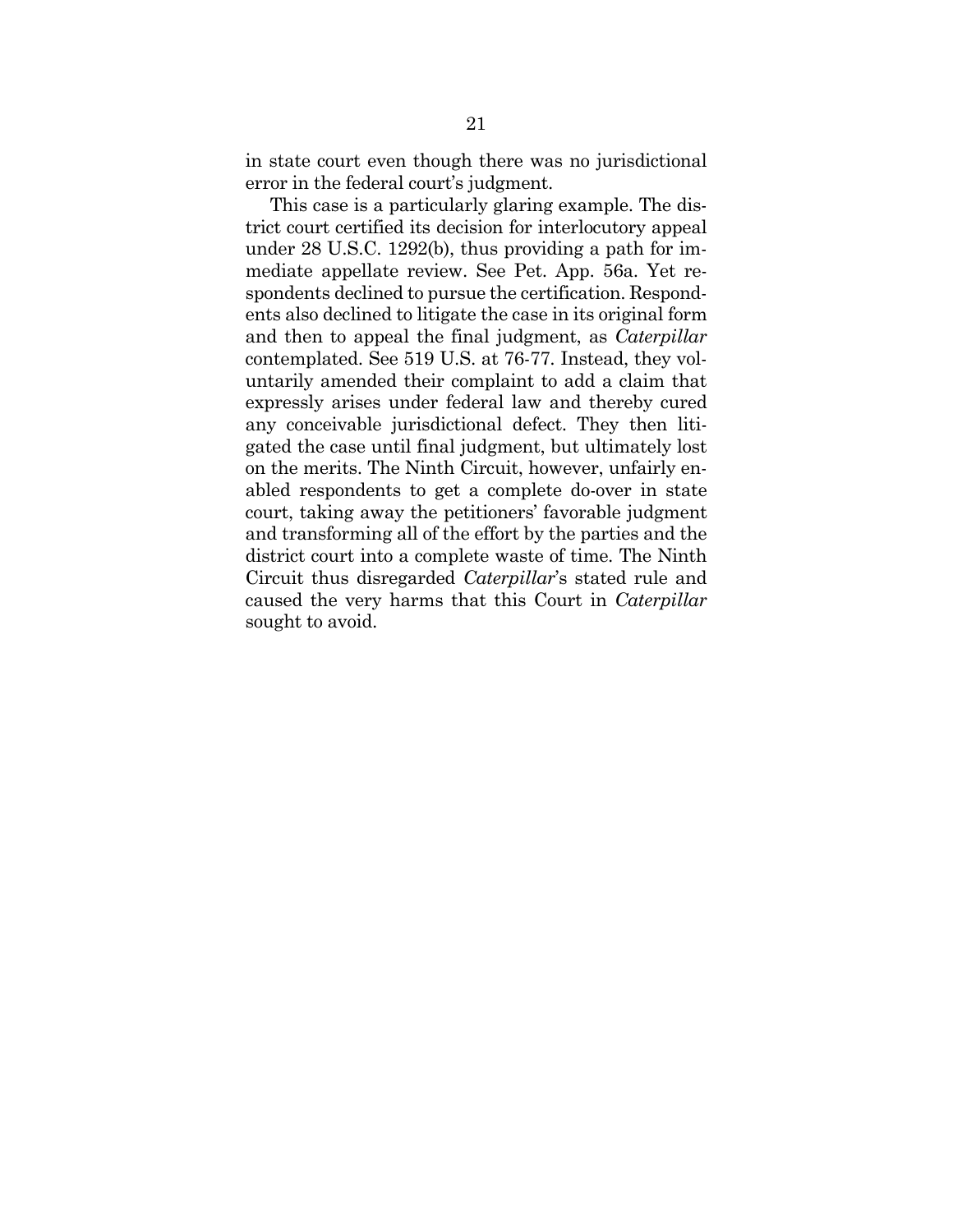in state court even though there was no jurisdictional error in the federal court's judgment.

This case is a particularly glaring example. The district court certified its decision for interlocutory appeal under 28 U.S.C. 1292(b), thus providing a path for immediate appellate review. See Pet. App. 56a. Yet respondents declined to pursue the certification. Respondents also declined to litigate the case in its original form and then to appeal the final judgment, as *Caterpillar* contemplated. See 519 U.S. at 76-77. Instead, they voluntarily amended their complaint to add a claim that expressly arises under federal law and thereby cured any conceivable jurisdictional defect. They then litigated the case until final judgment, but ultimately lost on the merits. The Ninth Circuit, however, unfairly enabled respondents to get a complete do-over in state court, taking away the petitioners' favorable judgment and transforming all of the effort by the parties and the district court into a complete waste of time. The Ninth Circuit thus disregarded *Caterpillar*'s stated rule and caused the very harms that this Court in *Caterpillar* sought to avoid.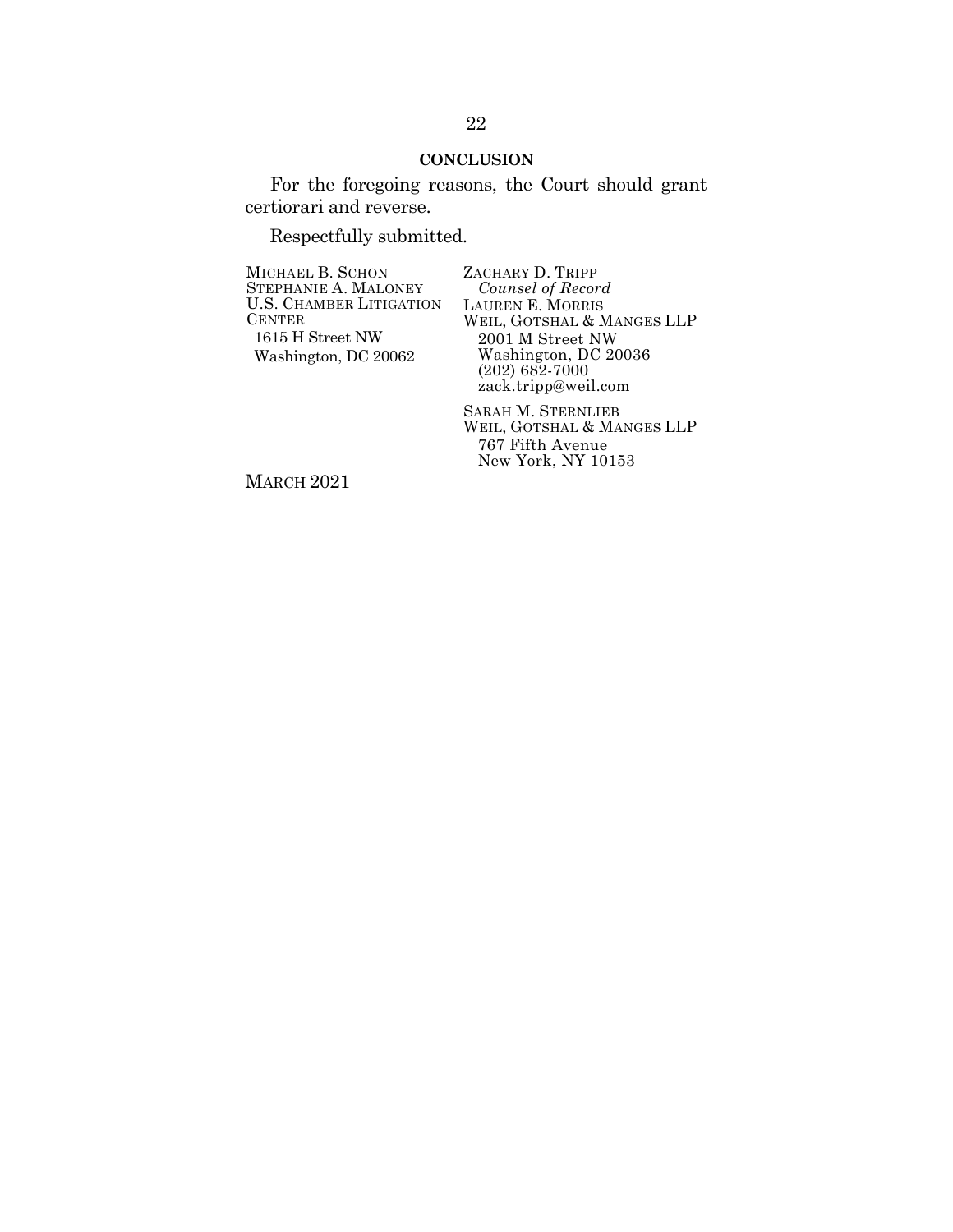## CONCLUSION

For the foregoing reasons, the Court should grant certiorari and reverse.

Respectfully submitted.

ZACHARY D. TRIPP
*Counsel of Record*
LAUREN E. MORRIS
WEIL, GOTSHAL & MANGES LLP
2001 M Street NW
Washington, DC 20036
(202) 682-7000
zack.tripp@weil.com

SARAH M. STERNLIEB
WEIL, GOTSHAL & MANGES LLP
767 Fifth Avenue
New York, NY 10153

MICHAEL B. SCHON
STEPHANIE A. MALONEY
U.S. CHAMBER LITIGATION CENTER
1615 H Street NW
Washington, DC 20062

MARCH 2021